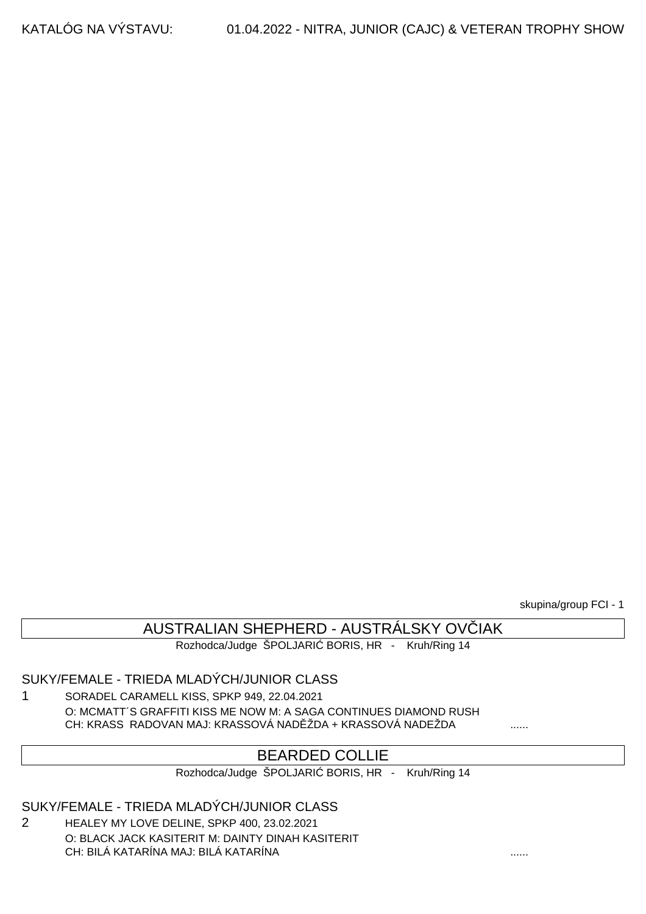KATALÓG NA VÝSTAVU: 01.04.2022 - NITRA, JUNIOR (CAJC) & VETERAN TROPHY SHOW

skupina/group FCI - 1

## AUSTRALIAN SHEPHERD - AUSTRÁLSKY OVČIAK

Rozhodca/Judge ŠPOLJARIĆ BORIS, HR - Kruh/Ring 14

### SUKY/FEMALE - TRIEDA MLADÝCH/JUNIOR CLASS

1 SORADEL CARAMELL KISS, SPKP 949, 22.04.2021
O: MCMATT´S GRAFFITI KISS ME NOW M: A SAGA CONTINUES DIAMOND RUSH
CH: KRASS RADOVAN MAJ: KRASSOVÁ NADĚŽDA + KRASSOVÁ NADEŽDA ......

## BEARDED COLLIE

Rozhodca/Judge ŠPOLJARIĆ BORIS, HR - Kruh/Ring 14

### SUKY/FEMALE - TRIEDA MLADÝCH/JUNIOR CLASS

2 HEALEY MY LOVE DELINE, SPKP 400, 23.02.2021
O: BLACK JACK KASITERIT M: DAINTY DINAH KASITERIT
CH: BILÁ KATARÍNA MAJ: BILÁ KATARÍNA ......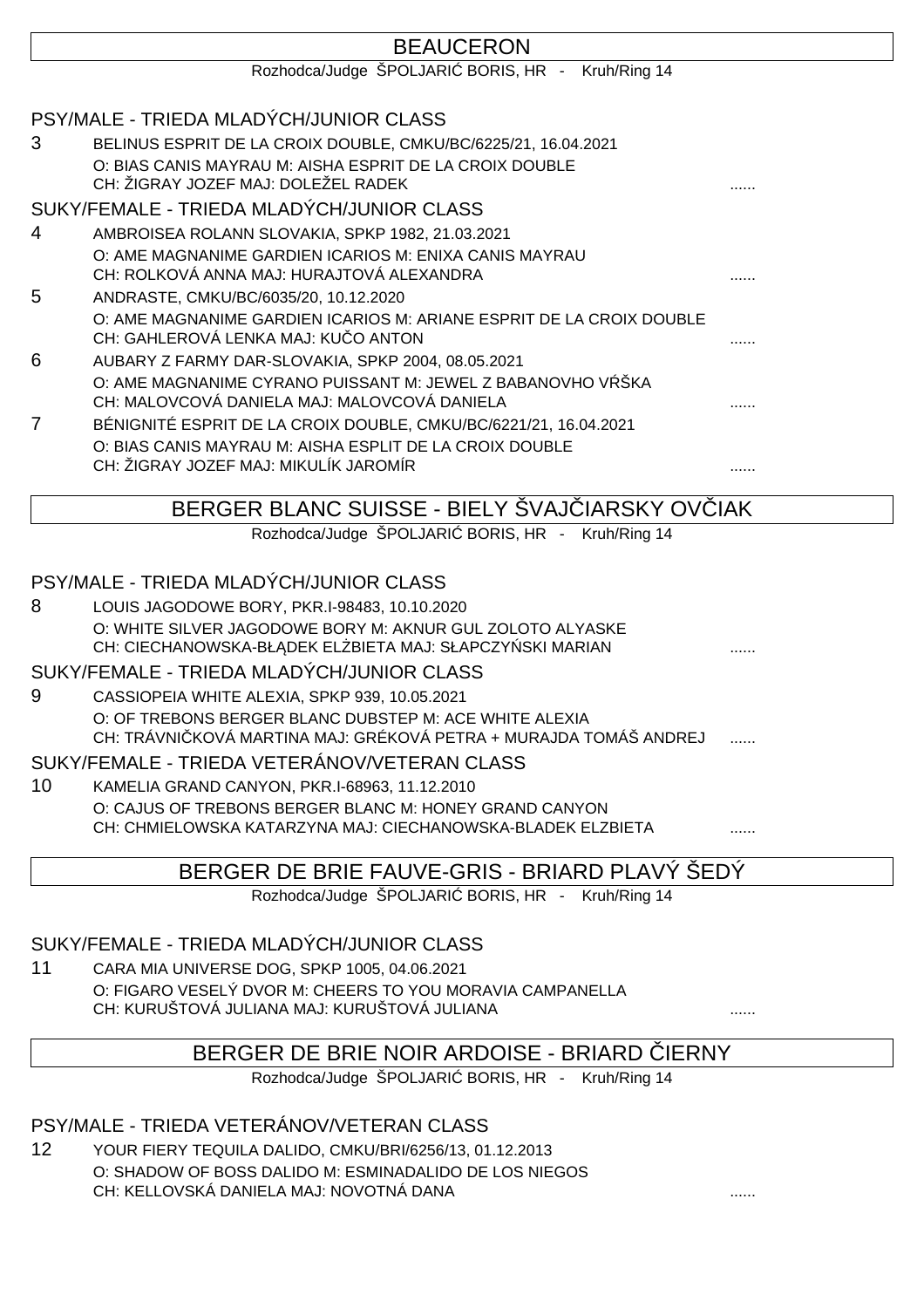## BEAUCERON

Rozhodca/Judge ŠPOLJARIĆ BORIS, HR - Kruh/Ring 14

### PSY/MALE - TRIEDA MLADÝCH/JUNIOR CLASS

3 BELINUS ESPRIT DE LA CROIX DOUBLE, CMKU/BC/6225/21, 16.04.2021
O: BIAS CANIS MAYRAU M: AISHA ESPRIT DE LA CROIX DOUBLE
CH: ŽIGRAY JOZEF MAJ: DOLEŽEL RADEK ......

### SUKY/FEMALE - TRIEDA MLADÝCH/JUNIOR CLASS

4 AMBROISEA ROLANN SLOVAKIA, SPKP 1982, 21.03.2021
O: AME MAGNANIME GARDIEN ICARIOS M: ENIXA CANIS MAYRAU
CH: ROLKOVÁ ANNA MAJ: HURAJTOVÁ ALEXANDRA ......

5 ANDRASTE, CMKU/BC/6035/20, 10.12.2020
O: AME MAGNANIME GARDIEN ICARIOS M: ARIANE ESPRIT DE LA CROIX DOUBLE
CH: GAHLEROVÁ LENKA MAJ: KUČO ANTON ......

6 AUBARY Z FARMY DAR-SLOVAKIA, SPKP 2004, 08.05.2021
O: AME MAGNANIME CYRANO PUISSANT M: JEWEL Z BABANOVHO VŔŠKA
CH: MALOVCOVÁ DANIELA MAJ: MALOVCOVÁ DANIELA ......

7 BÉNIGNITÉ ESPRIT DE LA CROIX DOUBLE, CMKU/BC/6221/21, 16.04.2021
O: BIAS CANIS MAYRAU M: AISHA ESPLIT DE LA CROIX DOUBLE
CH: ŽIGRAY JOZEF MAJ: MIKULÍK JAROMÍR ......

## BERGER BLANC SUISSE - BIELY ŠVAJČIARSKY OVČIAK

Rozhodca/Judge ŠPOLJARIĆ BORIS, HR - Kruh/Ring 14

### PSY/MALE - TRIEDA MLADÝCH/JUNIOR CLASS

8 LOUIS JAGODOWE BORY, PKR.I-98483, 10.10.2020
O: WHITE SILVER JAGODOWE BORY M: AKNUR GUL ZOLOTO ALYASKE
CH: CIECHANOWSKA-BŁĄDEK ELŻBIETA MAJ: SŁAPCZYŃSKI MARIAN ......

### SUKY/FEMALE - TRIEDA MLADÝCH/JUNIOR CLASS

9 CASSIOPEIA WHITE ALEXIA, SPKP 939, 10.05.2021
O: OF TREBONS BERGER BLANC DUBSTEP M: ACE WHITE ALEXIA
CH: TRÁVNIČKOVÁ MARTINA MAJ: GRÉKOVÁ PETRA + MURAJDA TOMÁŠ ANDREJ ......

### SUKY/FEMALE - TRIEDA VETERÁNOV/VETERAN CLASS

10 KAMELIA GRAND CANYON, PKR.I-68963, 11.12.2010
O: CAJUS OF TREBONS BERGER BLANC M: HONEY GRAND CANYON
CH: CHMIELOWSKA KATARZYNA MAJ: CIECHANOWSKA-BLADEK ELZBIETA ......

## BERGER DE BRIE FAUVE-GRIS - BRIARD PLAVÝ ŠEDÝ

Rozhodca/Judge ŠPOLJARIĆ BORIS, HR - Kruh/Ring 14

### SUKY/FEMALE - TRIEDA MLADÝCH/JUNIOR CLASS

11 CARA MIA UNIVERSE DOG, SPKP 1005, 04.06.2021
O: FIGARO VESELÝ DVOR M: CHEERS TO YOU MORAVIA CAMPANELLA
CH: KURUŠTOVÁ JULIANA MAJ: KURUŠTOVÁ JULIANA ......

## BERGER DE BRIE NOIR ARDOISE - BRIARD ČIERNY

Rozhodca/Judge ŠPOLJARIĆ BORIS, HR - Kruh/Ring 14

### PSY/MALE - TRIEDA VETERÁNOV/VETERAN CLASS

12 YOUR FIERY TEQUILA DALIDO, CMKU/BRI/6256/13, 01.12.2013
O: SHADOW OF BOSS DALIDO M: ESMINADALIDO DE LOS NIEGOS
CH: KELLOVSKÁ DANIELA MAJ: NOVOTNÁ DANA ......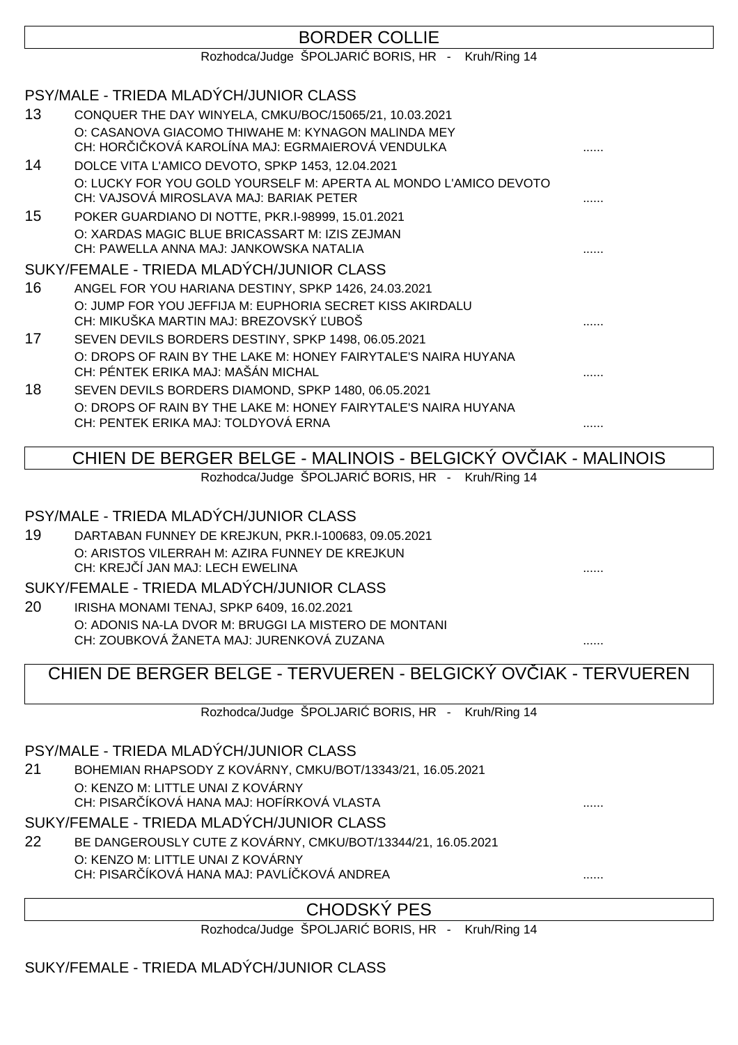## BORDER COLLIE

Rozhodca/Judge ŠPOLJARIĆ BORIS, HR - Kruh/Ring 14

### PSY/MALE - TRIEDA MLADÝCH/JUNIOR CLASS

13 CONQUER THE DAY WINYELA, CMKU/BOC/15065/21, 10.03.2021
O: CASANOVA GIACOMO THIWAHE M: KYNAGON MALINDA MEY
CH: HORČIČKOVÁ KAROLÍNA MAJ: EGRMAIEROVÁ VENDULKA ......

14 DOLCE VITA L'AMICO DEVOTO, SPKP 1453, 12.04.2021
O: LUCKY FOR YOU GOLD YOURSELF M: APERTA AL MONDO L'AMICO DEVOTO
CH: VAJSOVÁ MIROSLAVA MAJ: BARIAK PETER ......

15 POKER GUARDIANO DI NOTTE, PKR.I-98999, 15.01.2021
O: XARDAS MAGIC BLUE BRICASSART M: IZIS ZEJMAN
CH: PAWELLA ANNA MAJ: JANKOWSKA NATALIA ......

### SUKY/FEMALE - TRIEDA MLADÝCH/JUNIOR CLASS

16 ANGEL FOR YOU HARIANA DESTINY, SPKP 1426, 24.03.2021
O: JUMP FOR YOU JEFFIJA M: EUPHORIA SECRET KISS AKIRDALU
CH: MIKUŠKA MARTIN MAJ: BREZOVSKÝ ĽUBOŠ ......

17 SEVEN DEVILS BORDERS DESTINY, SPKP 1498, 06.05.2021
O: DROPS OF RAIN BY THE LAKE M: HONEY FAIRYTALE'S NAIRA HUYANA
CH: PÉNTEK ERIKA MAJ: MAŠÁN MICHAL ......

18 SEVEN DEVILS BORDERS DIAMOND, SPKP 1480, 06.05.2021
O: DROPS OF RAIN BY THE LAKE M: HONEY FAIRYTALE'S NAIRA HUYANA
CH: PENTEK ERIKA MAJ: TOLDYOVÁ ERNA ......

## CHIEN DE BERGER BELGE - MALINOIS - BELGICKÝ OVČIAK - MALINOIS

Rozhodca/Judge ŠPOLJARIĆ BORIS, HR - Kruh/Ring 14

### PSY/MALE - TRIEDA MLADÝCH/JUNIOR CLASS

19 DARTABAN FUNNEY DE KREJKUN, PKR.I-100683, 09.05.2021
O: ARISTOS VILERRAH M: AZIRA FUNNEY DE KREJKUN
CH: KREJČÍ JAN MAJ: LECH EWELINA ......

### SUKY/FEMALE - TRIEDA MLADÝCH/JUNIOR CLASS

20 IRISHA MONAMI TENAJ, SPKP 6409, 16.02.2021
O: ADONIS NA-LA DVOR M: BRUGGI LA MISTERO DE MONTANI
CH: ZOUBKOVÁ ŽANETA MAJ: JURENKOVÁ ZUZANA ......

## CHIEN DE BERGER BELGE - TERVUEREN - BELGICKÝ OVČIAK - TERVUEREN

Rozhodca/Judge ŠPOLJARIĆ BORIS, HR - Kruh/Ring 14

### PSY/MALE - TRIEDA MLADÝCH/JUNIOR CLASS

21 BOHEMIAN RHAPSODY Z KOVÁRNY, CMKU/BOT/13343/21, 16.05.2021
O: KENZO M: LITTLE UNAI Z KOVÁRNY
CH: PISARČÍKOVÁ HANA MAJ: HOFÍRKOVÁ VLASTA ......

### SUKY/FEMALE - TRIEDA MLADÝCH/JUNIOR CLASS

22 BE DANGEROUSLY CUTE Z KOVÁRNY, CMKU/BOT/13344/21, 16.05.2021
O: KENZO M: LITTLE UNAI Z KOVÁRNY
CH: PISARČÍKOVÁ HANA MAJ: PAVLÍČKOVÁ ANDREA ......

## CHODSKÝ PES

Rozhodca/Judge ŠPOLJARIĆ BORIS, HR - Kruh/Ring 14

### SUKY/FEMALE - TRIEDA MLADÝCH/JUNIOR CLASS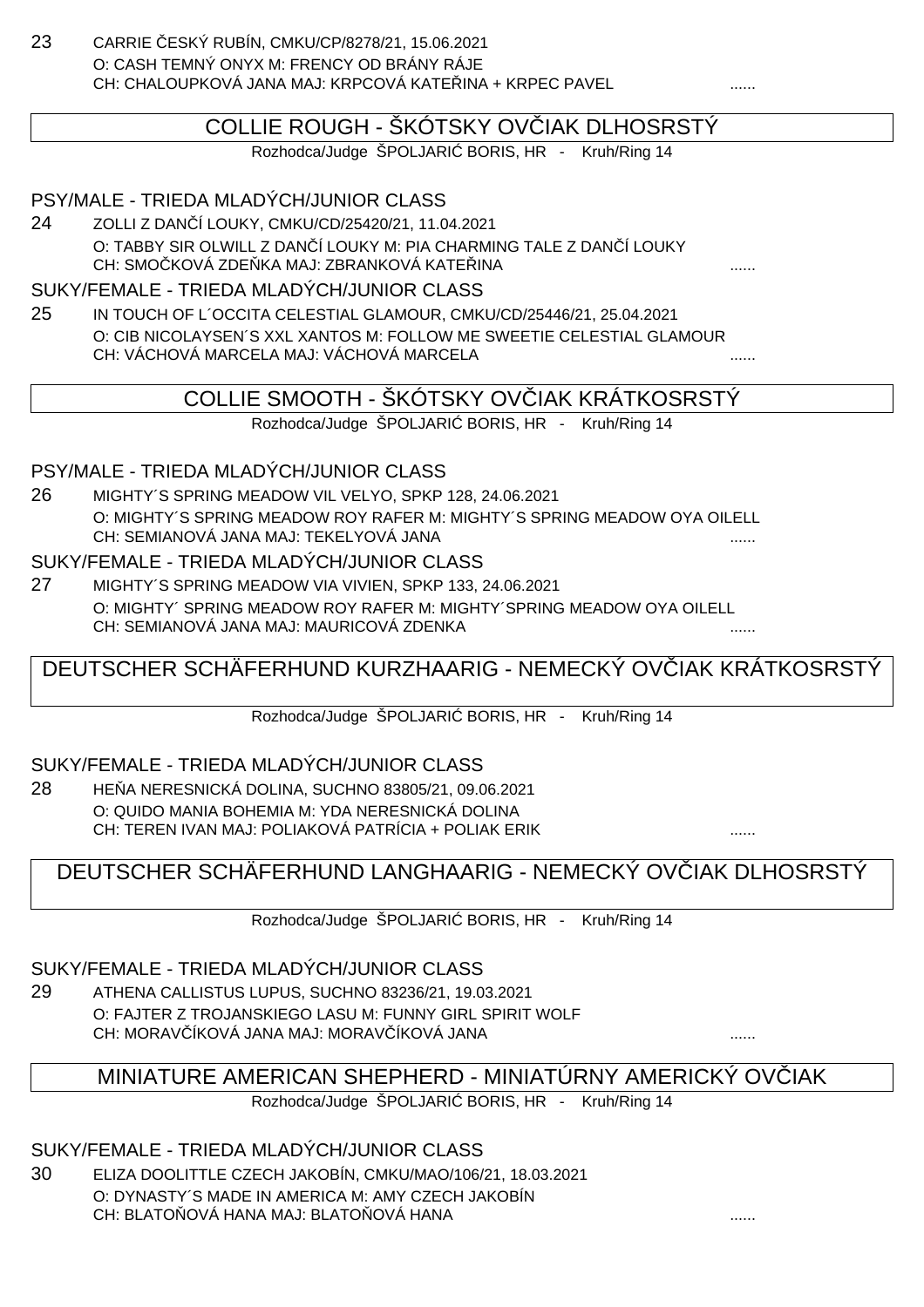23 CARRIE ČESKÝ RUBÍN, CMKU/CP/8278/21, 15.06.2021
O: CASH TEMNÝ ONYX M: FRENCY OD BRÁNY RÁJE
CH: CHALOUPKOVÁ JANA MAJ: KRPCOVÁ KATEŘINA + KRPEC PAVEL ......

## COLLIE ROUGH - ŠKÓTSKY OVČIAK DLHOSRSTÝ

Rozhodca/Judge ŠPOLJARIĆ BORIS, HR - Kruh/Ring 14

### PSY/MALE - TRIEDA MLADÝCH/JUNIOR CLASS

24 ZOLLI Z DANČÍ LOUKY, CMKU/CD/25420/21, 11.04.2021
O: TABBY SIR OLWILL Z DANČÍ LOUKY M: PIA CHARMING TALE Z DANČÍ LOUKY
CH: SMOČKOVÁ ZDEŇKA MAJ: ZBRANKOVÁ KATEŘINA ......

### SUKY/FEMALE - TRIEDA MLADÝCH/JUNIOR CLASS

25 IN TOUCH OF L´OCCITA CELESTIAL GLAMOUR, CMKU/CD/25446/21, 25.04.2021
O: CIB NICOLAYSEN´S XXL XANTOS M: FOLLOW ME SWEETIE CELESTIAL GLAMOUR
CH: VÁCHOVÁ MARCELA MAJ: VÁCHOVÁ MARCELA ......

## COLLIE SMOOTH - ŠKÓTSKY OVČIAK KRÁTKOSRSTÝ

Rozhodca/Judge ŠPOLJARIĆ BORIS, HR - Kruh/Ring 14

### PSY/MALE - TRIEDA MLADÝCH/JUNIOR CLASS

26 MIGHTY´S SPRING MEADOW VIL VELYO, SPKP 128, 24.06.2021
O: MIGHTY´S SPRING MEADOW ROY RAFER M: MIGHTY´S SPRING MEADOW OYA OILELL
CH: SEMIANOVÁ JANA MAJ: TEKELYOVÁ JANA ......

### SUKY/FEMALE - TRIEDA MLADÝCH/JUNIOR CLASS

27 MIGHTY´S SPRING MEADOW VIA VIVIEN, SPKP 133, 24.06.2021
O: MIGHTY´ SPRING MEADOW ROY RAFER M: MIGHTY´SPRING MEADOW OYA OILELL
CH: SEMIANOVÁ JANA MAJ: MAURICOVÁ ZDENKA ......

## DEUTSCHER SCHÄFERHUND KURZHAARIG - NEMECKÝ OVČIAK KRÁTKOSRSTÝ

Rozhodca/Judge ŠPOLJARIĆ BORIS, HR - Kruh/Ring 14

### SUKY/FEMALE - TRIEDA MLADÝCH/JUNIOR CLASS

28 HEŇA NERESNICKÁ DOLINA, SUCHNO 83805/21, 09.06.2021
O: QUIDO MANIA BOHEMIA M: YDA NERESNICKÁ DOLINA
CH: TEREN IVAN MAJ: POLIAKOVÁ PATRÍCIA + POLIAK ERIK ......

## DEUTSCHER SCHÄFERHUND LANGHAARIG - NEMECKÝ OVČIAK DLHOSRSTÝ

Rozhodca/Judge ŠPOLJARIĆ BORIS, HR - Kruh/Ring 14

### SUKY/FEMALE - TRIEDA MLADÝCH/JUNIOR CLASS

29 ATHENA CALLISTUS LUPUS, SUCHNO 83236/21, 19.03.2021
O: FAJTER Z TROJANSKIEGO LASU M: FUNNY GIRL SPIRIT WOLF
CH: MORAVČÍKOVÁ JANA MAJ: MORAVČÍKOVÁ JANA ......

## MINIATURE AMERICAN SHEPHERD - MINIATÚRNY AMERICKÝ OVČIAK

Rozhodca/Judge ŠPOLJARIĆ BORIS, HR - Kruh/Ring 14

### SUKY/FEMALE - TRIEDA MLADÝCH/JUNIOR CLASS

30 ELIZA DOOLITTLE CZECH JAKOBÍN, CMKU/MAO/106/21, 18.03.2021
O: DYNASTY´S MADE IN AMERICA M: AMY CZECH JAKOBÍN
CH: BLATOŇOVÁ HANA MAJ: BLATOŇOVÁ HANA ......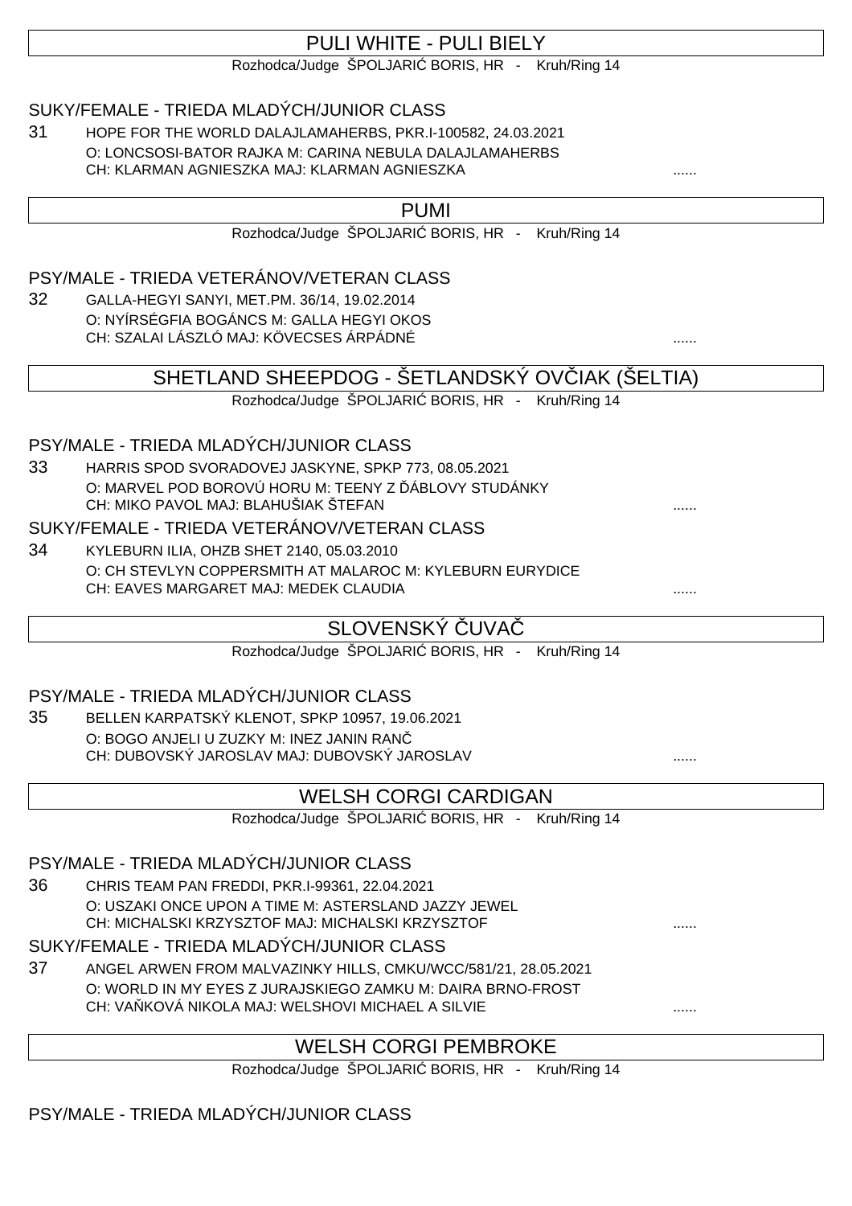## PULI WHITE - PULI BIELY

Rozhodca/Judge ŠPOLJARIĆ BORIS, HR - Kruh/Ring 14

### SUKY/FEMALE - TRIEDA MLADÝCH/JUNIOR CLASS

31 HOPE FOR THE WORLD DALAJLAMAHERBS, PKR.I-100582, 24.03.2021
O: LONCSOSI-BATOR RAJKA M: CARINA NEBULA DALAJLAMAHERBS
CH: KLARMAN AGNIESZKA MAJ: KLARMAN AGNIESZKA ......

## PUMI

Rozhodca/Judge ŠPOLJARIĆ BORIS, HR - Kruh/Ring 14

### PSY/MALE - TRIEDA VETERÁNOV/VETERAN CLASS

32 GALLA-HEGYI SANYI, MET.PM. 36/14, 19.02.2014
O: NYÍRSÉGFIA BOGÁNCS M: GALLA HEGYI OKOS
CH: SZALAI LÁSZLÓ MAJ: KÖVECSES ÁRPÁDNÉ ......

## SHETLAND SHEEPDOG - ŠETLANDSKÝ OVČIAK (ŠELTIA)

Rozhodca/Judge ŠPOLJARIĆ BORIS, HR - Kruh/Ring 14

### PSY/MALE - TRIEDA MLADÝCH/JUNIOR CLASS

33 HARRIS SPOD SVORADOVEJ JASKYNE, SPKP 773, 08.05.2021
O: MARVEL POD BOROVÚ HORU M: TEENY Z ĎÁBLOVY STUDÁNKY
CH: MIKO PAVOL MAJ: BLAHUŠIAK ŠTEFAN ......

### SUKY/FEMALE - TRIEDA VETERÁNOV/VETERAN CLASS

34 KYLEBURN ILIA, OHZB SHET 2140, 05.03.2010
O: CH STEVLYN COPPERSMITH AT MALAROC M: KYLEBURN EURYDICE
CH: EAVES MARGARET MAJ: MEDEK CLAUDIA ......

## SLOVENSKÝ ČUVAČ

Rozhodca/Judge ŠPOLJARIĆ BORIS, HR - Kruh/Ring 14

### PSY/MALE - TRIEDA MLADÝCH/JUNIOR CLASS

35 BELLEN KARPATSKÝ KLENOT, SPKP 10957, 19.06.2021
O: BOGO ANJELI U ZUZKY M: INEZ JANIN RANČ
CH: DUBOVSKÝ JAROSLAV MAJ: DUBOVSKÝ JAROSLAV ......

## WELSH CORGI CARDIGAN

Rozhodca/Judge ŠPOLJARIĆ BORIS, HR - Kruh/Ring 14

### PSY/MALE - TRIEDA MLADÝCH/JUNIOR CLASS

36 CHRIS TEAM PAN FREDDI, PKR.I-99361, 22.04.2021
O: USZAKI ONCE UPON A TIME M: ASTERSLAND JAZZY JEWEL
CH: MICHALSKI KRZYSZTOF MAJ: MICHALSKI KRZYSZTOF ......

### SUKY/FEMALE - TRIEDA MLADÝCH/JUNIOR CLASS

37 ANGEL ARWEN FROM MALVAZINKY HILLS, CMKU/WCC/581/21, 28.05.2021
O: WORLD IN MY EYES Z JURAJSKIEGO ZAMKU M: DAIRA BRNO-FROST
CH: VAŇKOVÁ NIKOLA MAJ: WELSHOVI MICHAEL A SILVIE ......

## WELSH CORGI PEMBROKE

Rozhodca/Judge ŠPOLJARIĆ BORIS, HR - Kruh/Ring 14

### PSY/MALE - TRIEDA MLADÝCH/JUNIOR CLASS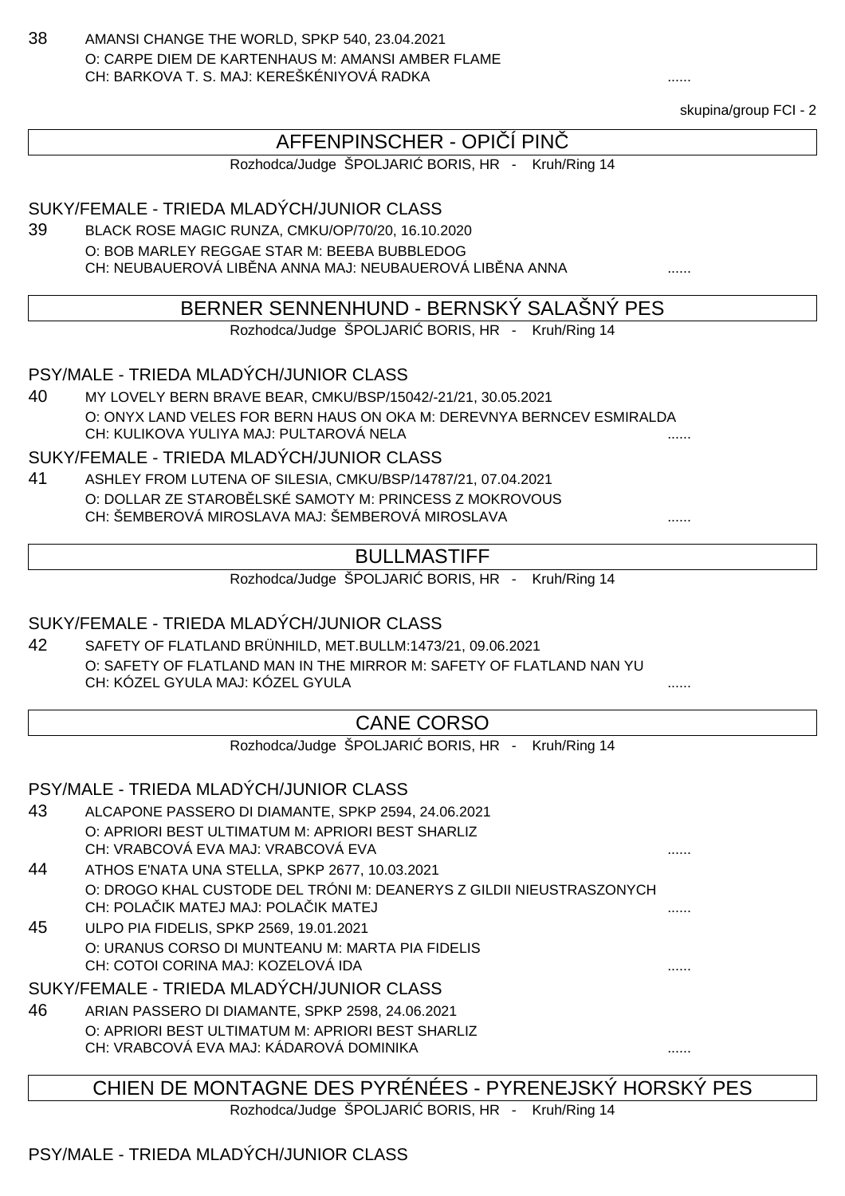38 AMANSI CHANGE THE WORLD, SPKP 540, 23.04.2021
O: CARPE DIEM DE KARTENHAUS M: AMANSI AMBER FLAME
CH: BARKOVA T. S. MAJ: KEREŠKÉNIYOVÁ RADKA ......

skupina/group FCI - 2

## AFFENPINSCHER - OPIČÍ PINČ

Rozhodca/Judge ŠPOLJARIĆ BORIS, HR - Kruh/Ring 14

### SUKY/FEMALE - TRIEDA MLADÝCH/JUNIOR CLASS

39 BLACK ROSE MAGIC RUNZA, CMKU/OP/70/20, 16.10.2020
O: BOB MARLEY REGGAE STAR M: BEEBA BUBBLEDOG
CH: NEUBAUEROVÁ LIBĚNA ANNA MAJ: NEUBAUEROVÁ LIBĚNA ANNA ......

## BERNER SENNENHUND - BERNSKÝ SALAŠNÝ PES

Rozhodca/Judge ŠPOLJARIĆ BORIS, HR - Kruh/Ring 14

### PSY/MALE - TRIEDA MLADÝCH/JUNIOR CLASS

40 MY LOVELY BERN BRAVE BEAR, CMKU/BSP/15042/-21/21, 30.05.2021
O: ONYX LAND VELES FOR BERN HAUS ON OKA M: DEREVNYA BERNCEV ESMIRALDA
CH: KULIKOVA YULIYA MAJ: PULTAROVÁ NELA ......

### SUKY/FEMALE - TRIEDA MLADÝCH/JUNIOR CLASS

41 ASHLEY FROM LUTENA OF SILESIA, CMKU/BSP/14787/21, 07.04.2021
O: DOLLAR ZE STAROBĚLSKÉ SAMOTY M: PRINCESS Z MOKROVOUS
CH: ŠEMBEROVÁ MIROSLAVA MAJ: ŠEMBEROVÁ MIROSLAVA ......

## BULLMASTIFF

Rozhodca/Judge ŠPOLJARIĆ BORIS, HR - Kruh/Ring 14

### SUKY/FEMALE - TRIEDA MLADÝCH/JUNIOR CLASS

42 SAFETY OF FLATLAND BRÜNHILD, MET.BULLM:1473/21, 09.06.2021
O: SAFETY OF FLATLAND MAN IN THE MIRROR M: SAFETY OF FLATLAND NAN YU
CH: KÓZEL GYULA MAJ: KÓZEL GYULA ......

## CANE CORSO

Rozhodca/Judge ŠPOLJARIĆ BORIS, HR - Kruh/Ring 14

### PSY/MALE - TRIEDA MLADÝCH/JUNIOR CLASS

43 ALCAPONE PASSERO DI DIAMANTE, SPKP 2594, 24.06.2021
O: APRIORI BEST ULTIMATUM M: APRIORI BEST SHARLIZ
CH: VRABCOVÁ EVA MAJ: VRABCOVÁ EVA ......

44 ATHOS E'NATA UNA STELLA, SPKP 2677, 10.03.2021
O: DROGO KHAL CUSTODE DEL TRÓNI M: DEANERYS Z GILDII NIEUSTRASZONYCH
CH: POLAČIK MATEJ MAJ: POLAČIK MATEJ ......

45 ULPO PIA FIDELIS, SPKP 2569, 19.01.2021
O: URANUS CORSO DI MUNTEANU M: MARTA PIA FIDELIS
CH: COTOI CORINA MAJ: KOZELOVÁ IDA ......

### SUKY/FEMALE - TRIEDA MLADÝCH/JUNIOR CLASS

46 ARIAN PASSERO DI DIAMANTE, SPKP 2598, 24.06.2021
O: APRIORI BEST ULTIMATUM M: APRIORI BEST SHARLIZ
CH: VRABCOVÁ EVA MAJ: KÁDAROVÁ DOMINIKA ......

## CHIEN DE MONTAGNE DES PYRÉNÉES - PYRENEJSKÝ HORSKÝ PES

Rozhodca/Judge ŠPOLJARIĆ BORIS, HR - Kruh/Ring 14

### PSY/MALE - TRIEDA MLADÝCH/JUNIOR CLASS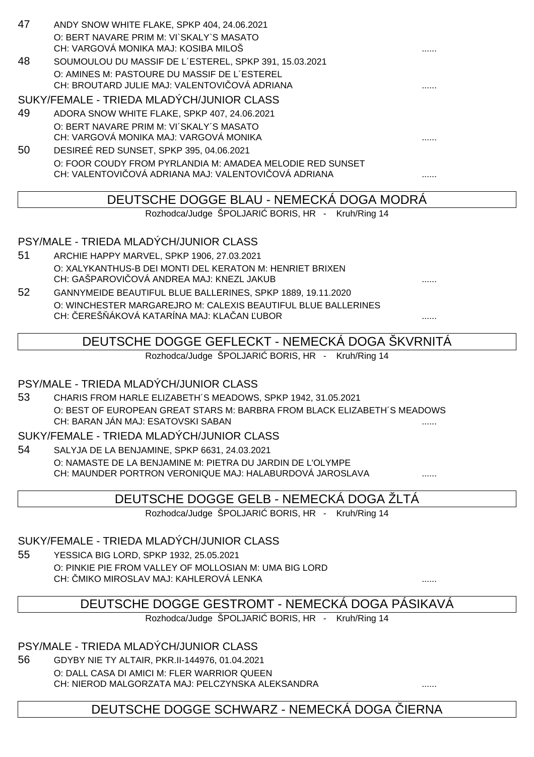47 ANDY SNOW WHITE FLAKE, SPKP 404, 24.06.2021
O: BERT NAVARE PRIM M: VI`SKALY`S MASATO
CH: VARGOVÁ MONIKA MAJ: KOSIBA MILOŠ ......

48 SOUMOULOU DU MASSIF DE L´ESTEREL, SPKP 391, 15.03.2021
O: AMINES M: PASTOURE DU MASSIF DE L´ESTEREL
CH: BROUTARD JULIE MAJ: VALENTOVIČOVÁ ADRIANA ......

SUKY/FEMALE - TRIEDA MLADÝCH/JUNIOR CLASS

49 ADORA SNOW WHITE FLAKE, SPKP 407, 24.06.2021
O: BERT NAVARE PRIM M: VI´SKALY´S MASATO
CH: VARGOVÁ MONIKA MAJ: VARGOVÁ MONIKA ......

50 DESIREÉ RED SUNSET, SPKP 395, 04.06.2021
O: FOOR COUDY FROM PYRLANDIA M: AMADEA MELODIE RED SUNSET
CH: VALENTOVIČOVÁ ADRIANA MAJ: VALENTOVIČOVÁ ADRIANA ......

## DEUTSCHE DOGGE BLAU - NEMECKÁ DOGA MODRÁ

Rozhodca/Judge ŠPOLJARIĆ BORIS, HR - Kruh/Ring 14

PSY/MALE - TRIEDA MLADÝCH/JUNIOR CLASS

51 ARCHIE HAPPY MARVEL, SPKP 1906, 27.03.2021
O: XALYKANTHUS-B DEI MONTI DEL KERATON M: HENRIET BRIXEN
CH: GAŠPAROVIČOVÁ ANDREA MAJ: KNEZL JAKUB ......

52 GANNYMEIDE BEAUTIFUL BLUE BALLERINES, SPKP 1889, 19.11.2020
O: WINCHESTER MARGAREJRO M: CALEXIS BEAUTIFUL BLUE BALLERINES
CH: ČEREŠŇÁKOVÁ KATARÍNA MAJ: KLAČAN ĽUBOR ......

## DEUTSCHE DOGGE GEFLECKT - NEMECKÁ DOGA ŠKVRNITÁ

Rozhodca/Judge ŠPOLJARIĆ BORIS, HR - Kruh/Ring 14

PSY/MALE - TRIEDA MLADÝCH/JUNIOR CLASS

53 CHARIS FROM HARLE ELIZABETH´S MEADOWS, SPKP 1942, 31.05.2021
O: BEST OF EUROPEAN GREAT STARS M: BARBRA FROM BLACK ELIZABETH´S MEADOWS
CH: BARAN JÁN MAJ: ESATOVSKI SABAN ......

SUKY/FEMALE - TRIEDA MLADÝCH/JUNIOR CLASS

54 SALYJA DE LA BENJAMINE, SPKP 6631, 24.03.2021
O: NAMASTE DE LA BENJAMINE M: PIETRA DU JARDIN DE L'OLYMPE
CH: MAUNDER PORTRON VERONIQUE MAJ: HALABURDOVÁ JAROSLAVA ......

## DEUTSCHE DOGGE GELB - NEMECKÁ DOGA ŽLTÁ

Rozhodca/Judge ŠPOLJARIĆ BORIS, HR - Kruh/Ring 14

SUKY/FEMALE - TRIEDA MLADÝCH/JUNIOR CLASS

55 YESSICA BIG LORD, SPKP 1932, 25.05.2021
O: PINKIE PIE FROM VALLEY OF MOLLOSIAN M: UMA BIG LORD
CH: ČMIKO MIROSLAV MAJ: KAHLEROVÁ LENKA ......

## DEUTSCHE DOGGE GESTROMT - NEMECKÁ DOGA PÁSIKAVÁ

Rozhodca/Judge ŠPOLJARIĆ BORIS, HR - Kruh/Ring 14

PSY/MALE - TRIEDA MLADÝCH/JUNIOR CLASS

56 GDYBY NIE TY ALTAIR, PKR.II-144976, 01.04.2021
O: DALL CASA DI AMICI M: FLER WARRIOR QUEEN
CH: NIEROD MALGORZATA MAJ: PELCZYNSKA ALEKSANDRA ......

## DEUTSCHE DOGGE SCHWARZ - NEMECKÁ DOGA ČIERNA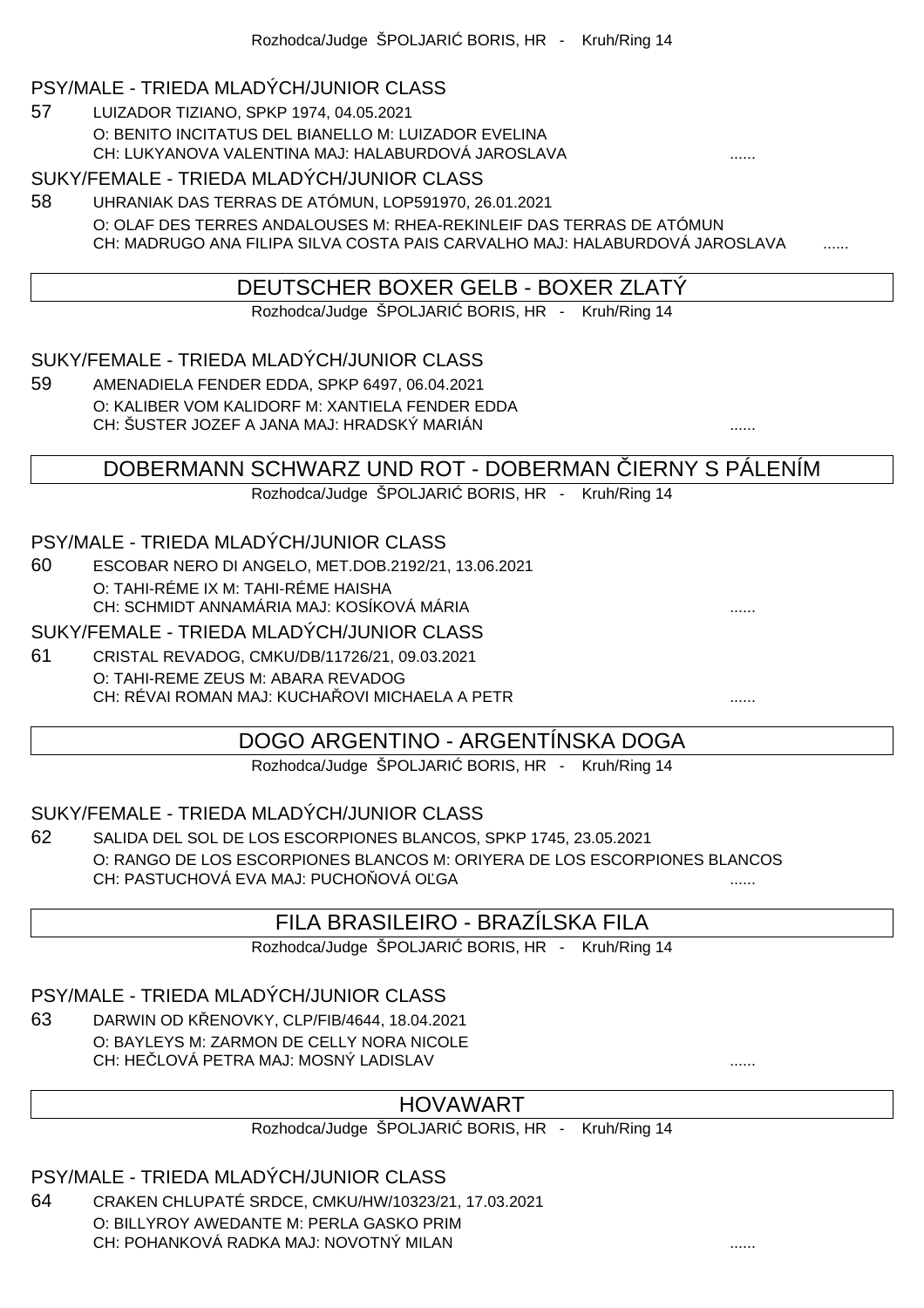Rozhodca/Judge ŠPOLJARIĆ BORIS, HR - Kruh/Ring 14

### PSY/MALE - TRIEDA MLADÝCH/JUNIOR CLASS

57 LUIZADOR TIZIANO, SPKP 1974, 04.05.2021
O: BENITO INCITATUS DEL BIANELLO M: LUIZADOR EVELINA
CH: LUKYANOVA VALENTINA MAJ: HALABURDOVÁ JAROSLAVA ......

### SUKY/FEMALE - TRIEDA MLADÝCH/JUNIOR CLASS

58 UHRANIAK DAS TERRAS DE ATÓMUN, LOP591970, 26.01.2021
O: OLAF DES TERRES ANDALOUSES M: RHEA-REKINLEIF DAS TERRAS DE ATÓMUN
CH: MADRUGO ANA FILIPA SILVA COSTA PAIS CARVALHO MAJ: HALABURDOVÁ JAROSLAVA ......

## DEUTSCHER BOXER GELB - BOXER ZLATÝ

Rozhodca/Judge ŠPOLJARIĆ BORIS, HR - Kruh/Ring 14

### SUKY/FEMALE - TRIEDA MLADÝCH/JUNIOR CLASS

59 AMENADIELA FENDER EDDA, SPKP 6497, 06.04.2021
O: KALIBER VOM KALIDORF M: XANTIELA FENDER EDDA
CH: ŠUSTER JOZEF A JANA MAJ: HRADSKÝ MARIÁN ......

## DOBERMANN SCHWARZ UND ROT - DOBERMAN ČIERNY S PÁLENÍM

Rozhodca/Judge ŠPOLJARIĆ BORIS, HR - Kruh/Ring 14

### PSY/MALE - TRIEDA MLADÝCH/JUNIOR CLASS

60 ESCOBAR NERO DI ANGELO, MET.DOB.2192/21, 13.06.2021
O: TAHI-RÉME IX M: TAHI-RÉME HAISHA
CH: SCHMIDT ANNAMÁRIA MAJ: KOSÍKOVÁ MÁRIA ......

### SUKY/FEMALE - TRIEDA MLADÝCH/JUNIOR CLASS

61 CRISTAL REVADOG, CMKU/DB/11726/21, 09.03.2021
O: TAHI-REME ZEUS M: ABARA REVADOG
CH: RÉVAI ROMAN MAJ: KUCHAŘOVI MICHAELA A PETR ......

## DOGO ARGENTINO - ARGENTÍNSKA DOGA

Rozhodca/Judge ŠPOLJARIĆ BORIS, HR - Kruh/Ring 14

### SUKY/FEMALE - TRIEDA MLADÝCH/JUNIOR CLASS

62 SALIDA DEL SOL DE LOS ESCORPIONES BLANCOS, SPKP 1745, 23.05.2021
O: RANGO DE LOS ESCORPIONES BLANCOS M: ORIYERA DE LOS ESCORPIONES BLANCOS
CH: PASTUCHOVÁ EVA MAJ: PUCHOŇOVÁ OĽGA ......

## FILA BRASILEIRO - BRAZÍLSKA FILA

Rozhodca/Judge ŠPOLJARIĆ BORIS, HR - Kruh/Ring 14

### PSY/MALE - TRIEDA MLADÝCH/JUNIOR CLASS

63 DARWIN OD KŘENOVKY, CLP/FIB/4644, 18.04.2021
O: BAYLEYS M: ZARMON DE CELLY NORA NICOLE
CH: HEČLOVÁ PETRA MAJ: MOSNÝ LADISLAV ......

## HOVAWART

Rozhodca/Judge ŠPOLJARIĆ BORIS, HR - Kruh/Ring 14

### PSY/MALE - TRIEDA MLADÝCH/JUNIOR CLASS

64 CRAKEN CHLUPATÉ SRDCE, CMKU/HW/10323/21, 17.03.2021
O: BILLYROY AWEDANTE M: PERLA GASKO PRIM
CH: POHANKOVÁ RADKA MAJ: NOVOTNÝ MILAN ......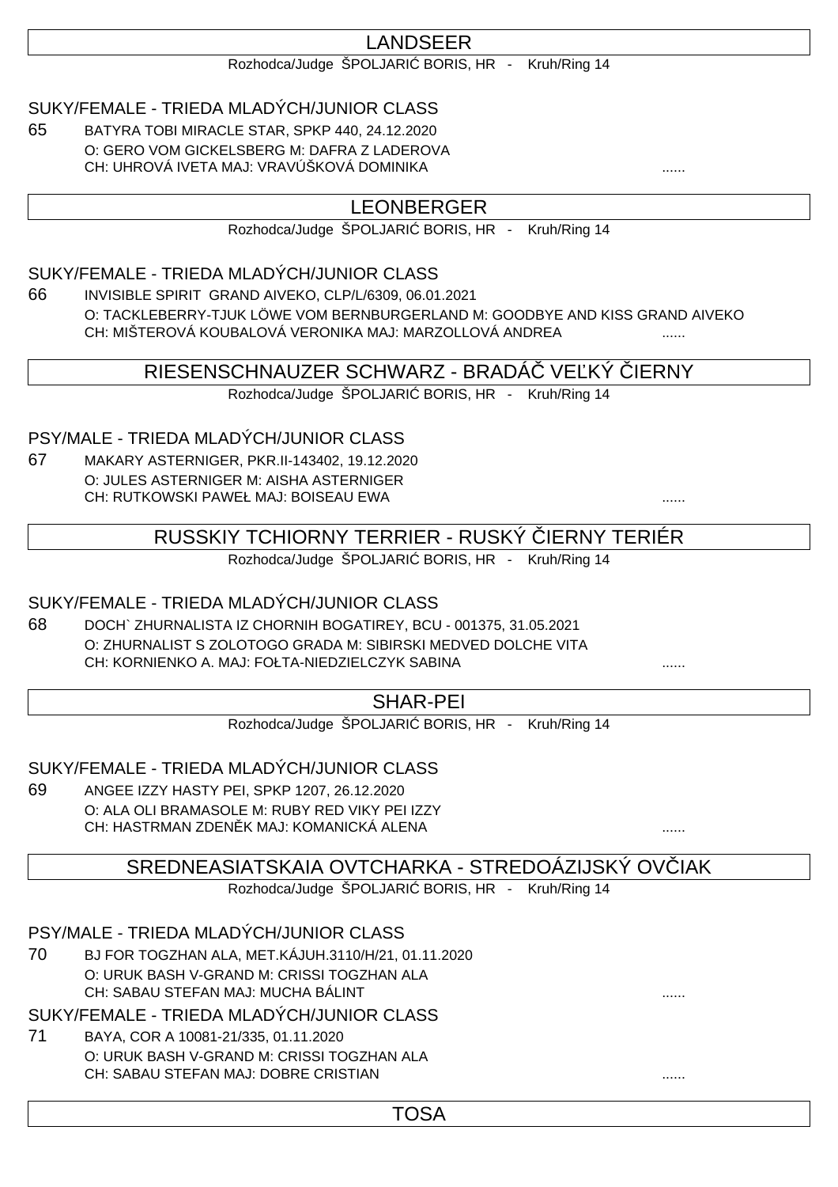## LANDSEER

Rozhodca/Judge ŠPOLJARIĆ BORIS, HR - Kruh/Ring 14

### SUKY/FEMALE - TRIEDA MLADÝCH/JUNIOR CLASS

65 BATYRA TOBI MIRACLE STAR, SPKP 440, 24.12.2020
O: GERO VOM GICKELSBERG M: DAFRA Z LADEROVA
CH: UHROVÁ IVETA MAJ: VRAVÚŠKOVÁ DOMINIKA ......

## LEONBERGER

Rozhodca/Judge ŠPOLJARIĆ BORIS, HR - Kruh/Ring 14

### SUKY/FEMALE - TRIEDA MLADÝCH/JUNIOR CLASS

66 INVISIBLE SPIRIT GRAND AIVEKO, CLP/L/6309, 06.01.2021
O: TACKLEBERRY-TJUK LÖWE VOM BERNBURGERLAND M: GOODBYE AND KISS GRAND AIVEKO
CH: MIŠTEROVÁ KOUBALOVÁ VERONIKA MAJ: MARZOLLOVÁ ANDREA ......

## RIESENSCHNAUZER SCHWARZ - BRADÁČ VEĽKÝ ČIERNY

Rozhodca/Judge ŠPOLJARIĆ BORIS, HR - Kruh/Ring 14

### PSY/MALE - TRIEDA MLADÝCH/JUNIOR CLASS

67 MAKARY ASTERNIGER, PKR.II-143402, 19.12.2020
O: JULES ASTERNIGER M: AISHA ASTERNIGER
CH: RUTKOWSKI PAWEŁ MAJ: BOISEAU EWA ......

## RUSSKIY TCHIORNY TERRIER - RUSKÝ ČIERNY TERIÉR

Rozhodca/Judge ŠPOLJARIĆ BORIS, HR - Kruh/Ring 14

### SUKY/FEMALE - TRIEDA MLADÝCH/JUNIOR CLASS

68 DOCH` ZHURNALISTA IZ CHORNIH BOGATIREY, BCU - 001375, 31.05.2021
O: ZHURNALIST S ZOLOTOGO GRADA M: SIBIRSKI MEDVED DOLCHE VITA
CH: KORNIENKO A. MAJ: FOŁTA-NIEDZIELCZYK SABINA ......

## SHAR-PEI

Rozhodca/Judge ŠPOLJARIĆ BORIS, HR - Kruh/Ring 14

### SUKY/FEMALE - TRIEDA MLADÝCH/JUNIOR CLASS

69 ANGEE IZZY HASTY PEI, SPKP 1207, 26.12.2020
O: ALA OLI BRAMASOLE M: RUBY RED VIKY PEI IZZY
CH: HASTRMAN ZDENĚK MAJ: KOMANICKÁ ALENA ......

## SREDNEASIATSKAIA OVTCHARKA - STREDOÁZIJSKÝ OVČIAK

Rozhodca/Judge ŠPOLJARIĆ BORIS, HR - Kruh/Ring 14

### PSY/MALE - TRIEDA MLADÝCH/JUNIOR CLASS

70 BJ FOR TOGZHAN ALA, MET.KÁJUH.3110/H/21, 01.11.2020
O: URUK BASH V-GRAND M: CRISSI TOGZHAN ALA
CH: SABAU STEFAN MAJ: MUCHA BÁLINT ......

### SUKY/FEMALE - TRIEDA MLADÝCH/JUNIOR CLASS

71 BAYA, COR A 10081-21/335, 01.11.2020
O: URUK BASH V-GRAND M: CRISSI TOGZHAN ALA
CH: SABAU STEFAN MAJ: DOBRE CRISTIAN ......

## TOSA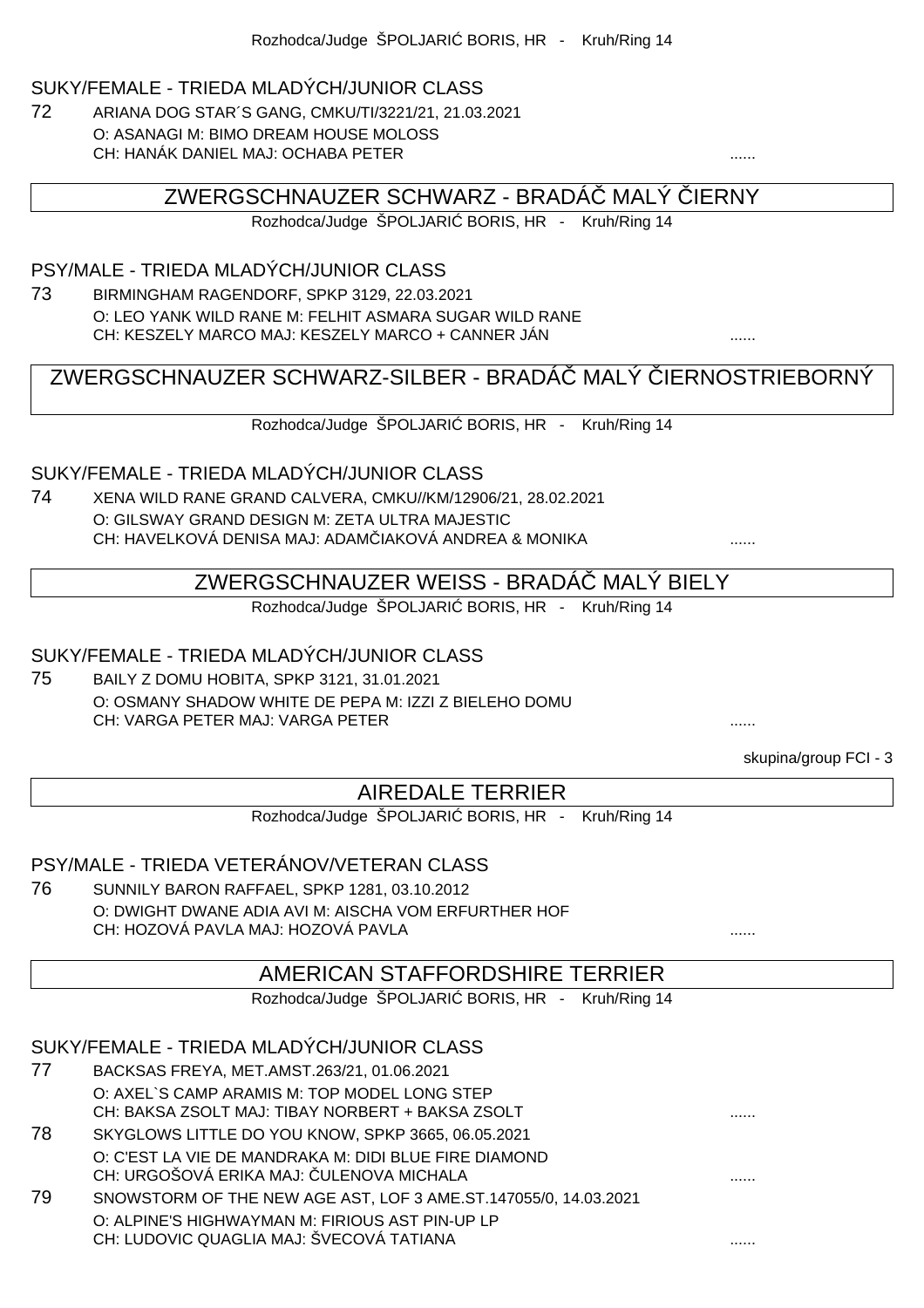Rozhodca/Judge ŠPOLJARIĆ BORIS, HR - Kruh/Ring 14

### SUKY/FEMALE - TRIEDA MLADÝCH/JUNIOR CLASS

72 ARIANA DOG STAR´S GANG, CMKU/TI/3221/21, 21.03.2021
O: ASANAGI M: BIMO DREAM HOUSE MOLOSS
CH: HANÁK DANIEL MAJ: OCHABA PETER ......

## ZWERGSCHNAUZER SCHWARZ - BRADÁČ MALÝ ČIERNY

Rozhodca/Judge ŠPOLJARIĆ BORIS, HR - Kruh/Ring 14

### PSY/MALE - TRIEDA MLADÝCH/JUNIOR CLASS

73 BIRMINGHAM RAGENDORF, SPKP 3129, 22.03.2021
O: LEO YANK WILD RANE M: FELHIT ASMARA SUGAR WILD RANE
CH: KESZELY MARCO MAJ: KESZELY MARCO + CANNER JÁN ......

## ZWERGSCHNAUZER SCHWARZ-SILBER - BRADÁČ MALÝ ČIERNOSTRIEBORNÝ

Rozhodca/Judge ŠPOLJARIĆ BORIS, HR - Kruh/Ring 14

### SUKY/FEMALE - TRIEDA MLADÝCH/JUNIOR CLASS

74 XENA WILD RANE GRAND CALVERA, CMKU//KM/12906/21, 28.02.2021
O: GILSWAY GRAND DESIGN M: ZETA ULTRA MAJESTIC
CH: HAVELKOVÁ DENISA MAJ: ADAMČIAKOVÁ ANDREA & MONIKA ......

## ZWERGSCHNAUZER WEISS - BRADÁČ MALÝ BIELY

Rozhodca/Judge ŠPOLJARIĆ BORIS, HR - Kruh/Ring 14

### SUKY/FEMALE - TRIEDA MLADÝCH/JUNIOR CLASS

75 BAILY Z DOMU HOBITA, SPKP 3121, 31.01.2021
O: OSMANY SHADOW WHITE DE PEPA M: IZZI Z BIELEHO DOMU
CH: VARGA PETER MAJ: VARGA PETER ......

skupina/group FCI - 3

## AIREDALE TERRIER

Rozhodca/Judge ŠPOLJARIĆ BORIS, HR - Kruh/Ring 14

### PSY/MALE - TRIEDA VETERÁNOV/VETERAN CLASS

76 SUNNILY BARON RAFFAEL, SPKP 1281, 03.10.2012
O: DWIGHT DWANE ADIA AVI M: AISCHA VOM ERFURTHER HOF
CH: HOZOVÁ PAVLA MAJ: HOZOVÁ PAVLA ......

## AMERICAN STAFFORDSHIRE TERRIER

Rozhodca/Judge ŠPOLJARIĆ BORIS, HR - Kruh/Ring 14

### SUKY/FEMALE - TRIEDA MLADÝCH/JUNIOR CLASS

77 BACKSAS FREYA, MET.AMST.263/21, 01.06.2021
O: AXEL`S CAMP ARAMIS M: TOP MODEL LONG STEP
CH: BAKSA ZSOLT MAJ: TIBAY NORBERT + BAKSA ZSOLT ......

78 SKYGLOWS LITTLE DO YOU KNOW, SPKP 3665, 06.05.2021
O: C'EST LA VIE DE MANDRAKA M: DIDI BLUE FIRE DIAMOND
CH: URGOŠOVÁ ERIKA MAJ: ČULENOVA MICHALA ......

79 SNOWSTORM OF THE NEW AGE AST, LOF 3 AME.ST.147055/0, 14.03.2021
O: ALPINE'S HIGHWAYMAN M: FIRIOUS AST PIN-UP LP
CH: LUDOVIC QUAGLIA MAJ: ŠVECOVÁ TATIANA ......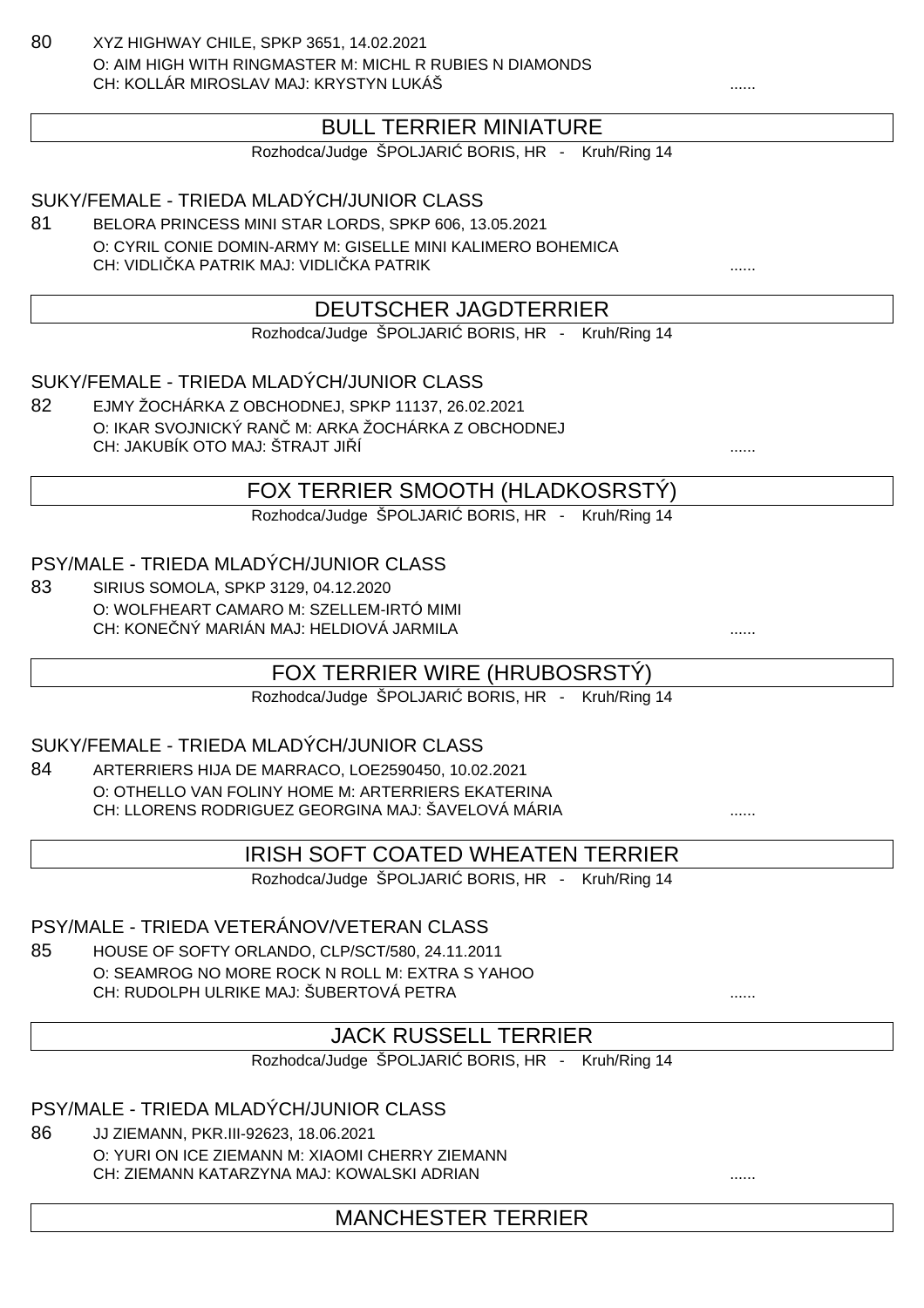80 XYZ HIGHWAY CHILE, SPKP 3651, 14.02.2021
O: AIM HIGH WITH RINGMASTER M: MICHL R RUBIES N DIAMONDS
CH: KOLLÁR MIROSLAV MAJ: KRYSTYN LUKÁŠ ......

## BULL TERRIER MINIATURE

Rozhodca/Judge ŠPOLJARIĆ BORIS, HR - Kruh/Ring 14

### SUKY/FEMALE - TRIEDA MLADÝCH/JUNIOR CLASS

81 BELORA PRINCESS MINI STAR LORDS, SPKP 606, 13.05.2021
O: CYRIL CONIE DOMIN-ARMY M: GISELLE MINI KALIMERO BOHEMICA
CH: VIDLIČKA PATRIK MAJ: VIDLIČKA PATRIK ......

## DEUTSCHER JAGDTERRIER

Rozhodca/Judge ŠPOLJARIĆ BORIS, HR - Kruh/Ring 14

### SUKY/FEMALE - TRIEDA MLADÝCH/JUNIOR CLASS

82 EJMY ŽOCHÁRKA Z OBCHODNEJ, SPKP 11137, 26.02.2021
O: IKAR SVOJNICKÝ RANČ M: ARKA ŽOCHÁRKA Z OBCHODNEJ
CH: JAKUBÍK OTO MAJ: ŠTRAJT JIŘÍ ......

## FOX TERRIER SMOOTH (HLADKOSRSTÝ)

Rozhodca/Judge ŠPOLJARIĆ BORIS, HR - Kruh/Ring 14

### PSY/MALE - TRIEDA MLADÝCH/JUNIOR CLASS

83 SIRIUS SOMOLA, SPKP 3129, 04.12.2020
O: WOLFHEART CAMARO M: SZELLEM-IRTÓ MIMI
CH: KONEČNÝ MARIÁN MAJ: HELDIOVÁ JARMILA ......

## FOX TERRIER WIRE (HRUBOSRSTÝ)

Rozhodca/Judge ŠPOLJARIĆ BORIS, HR - Kruh/Ring 14

### SUKY/FEMALE - TRIEDA MLADÝCH/JUNIOR CLASS

84 ARTERRIERS HIJA DE MARRACO, LOE2590450, 10.02.2021
O: OTHELLO VAN FOLINY HOME M: ARTERRIERS EKATERINA
CH: LLORENS RODRIGUEZ GEORGINA MAJ: ŠAVELOVÁ MÁRIA ......

## IRISH SOFT COATED WHEATEN TERRIER

Rozhodca/Judge ŠPOLJARIĆ BORIS, HR - Kruh/Ring 14

### PSY/MALE - TRIEDA VETERÁNOV/VETERAN CLASS

85 HOUSE OF SOFTY ORLANDO, CLP/SCT/580, 24.11.2011
O: SEAMROG NO MORE ROCK N ROLL M: EXTRA S YAHOO
CH: RUDOLPH ULRIKE MAJ: ŠUBERTOVÁ PETRA ......

## JACK RUSSELL TERRIER

Rozhodca/Judge ŠPOLJARIĆ BORIS, HR - Kruh/Ring 14

### PSY/MALE - TRIEDA MLADÝCH/JUNIOR CLASS

86 JJ ZIEMANN, PKR.III-92623, 18.06.2021
O: YURI ON ICE ZIEMANN M: XIAOMI CHERRY ZIEMANN
CH: ZIEMANN KATARZYNA MAJ: KOWALSKI ADRIAN ......

## MANCHESTER TERRIER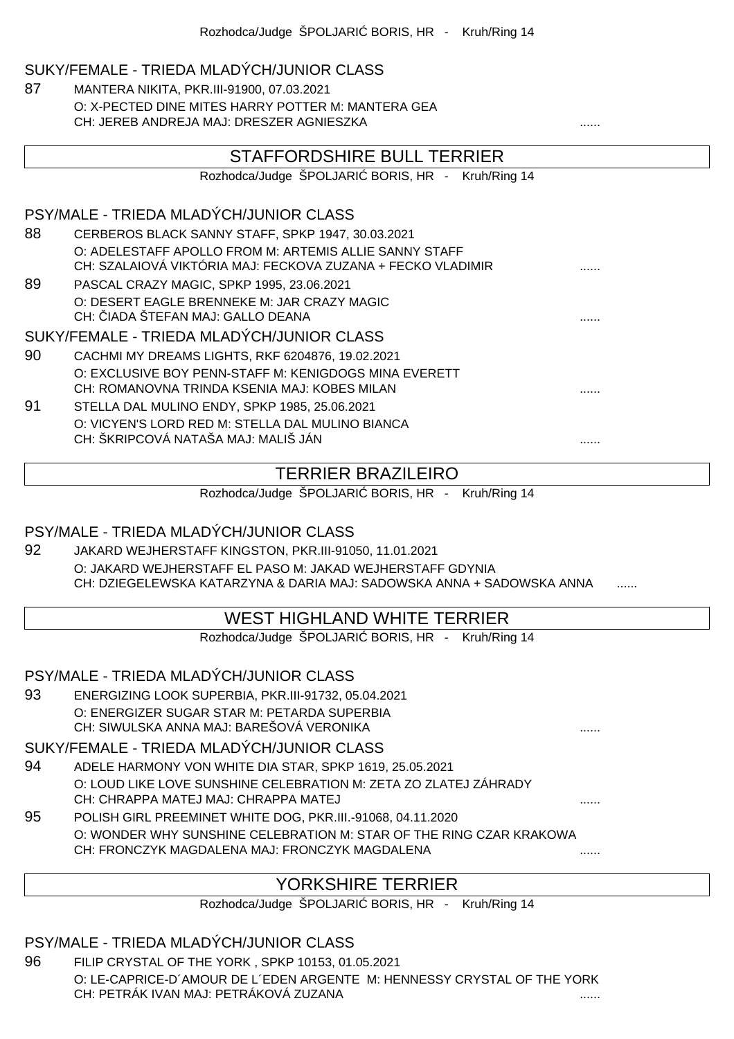Rozhodca/Judge ŠPOLJARIĆ BORIS, HR - Kruh/Ring 14

### SUKY/FEMALE - TRIEDA MLADÝCH/JUNIOR CLASS

87 MANTERA NIKITA, PKR.III-91900, 07.03.2021
O: X-PECTED DINE MITES HARRY POTTER M: MANTERA GEA
CH: JEREB ANDREJA MAJ: DRESZER AGNIESZKA ......

## STAFFORDSHIRE BULL TERRIER

Rozhodca/Judge ŠPOLJARIĆ BORIS, HR - Kruh/Ring 14

### PSY/MALE - TRIEDA MLADÝCH/JUNIOR CLASS

88 CERBEROS BLACK SANNY STAFF, SPKP 1947, 30.03.2021
O: ADELESTAFF APOLLO FROM M: ARTEMIS ALLIE SANNY STAFF
CH: SZALAIOVÁ VIKTÓRIA MAJ: FECKOVA ZUZANA + FECKO VLADIMIR ......

89 PASCAL CRAZY MAGIC, SPKP 1995, 23.06.2021
O: DESERT EAGLE BRENNEKE M: JAR CRAZY MAGIC
CH: ČIADA ŠTEFAN MAJ: GALLO DEANA ......

### SUKY/FEMALE - TRIEDA MLADÝCH/JUNIOR CLASS

90 CACHMI MY DREAMS LIGHTS, RKF 6204876, 19.02.2021
O: EXCLUSIVE BOY PENN-STAFF M: KENIGDOGS MINA EVERETT
CH: ROMANOVNA TRINDA KSENIA MAJ: KOBES MILAN ......

91 STELLA DAL MULINO ENDY, SPKP 1985, 25.06.2021
O: VICYEN'S LORD RED M: STELLA DAL MULINO BIANCA
CH: ŠKRIPCOVÁ NATAŠA MAJ: MALIŠ JÁN ......

## TERRIER BRAZILEIRO

Rozhodca/Judge ŠPOLJARIĆ BORIS, HR - Kruh/Ring 14

### PSY/MALE - TRIEDA MLADÝCH/JUNIOR CLASS

92 JAKARD WEJHERSTAFF KINGSTON, PKR.III-91050, 11.01.2021
O: JAKARD WEJHERSTAFF EL PASO M: JAKAD WEJHERSTAFF GDYNIA
CH: DZIEGELEWSKA KATARZYNA & DARIA MAJ: SADOWSKA ANNA + SADOWSKA ANNA ......

## WEST HIGHLAND WHITE TERRIER

Rozhodca/Judge ŠPOLJARIĆ BORIS, HR - Kruh/Ring 14

### PSY/MALE - TRIEDA MLADÝCH/JUNIOR CLASS

93 ENERGIZING LOOK SUPERBIA, PKR.III-91732, 05.04.2021
O: ENERGIZER SUGAR STAR M: PETARDA SUPERBIA
CH: SIWULSKA ANNA MAJ: BAREŠOVÁ VERONIKA ......

### SUKY/FEMALE - TRIEDA MLADÝCH/JUNIOR CLASS

94 ADELE HARMONY VON WHITE DIA STAR, SPKP 1619, 25.05.2021
O: LOUD LIKE LOVE SUNSHINE CELEBRATION M: ZETA ZO ZLATEJ ZÁHRADY
CH: CHRAPPA MATEJ MAJ: CHRAPPA MATEJ ......

95 POLISH GIRL PREEMINET WHITE DOG, PKR.III.-91068, 04.11.2020
O: WONDER WHY SUNSHINE CELEBRATION M: STAR OF THE RING CZAR KRAKOWA
CH: FRONCZYK MAGDALENA MAJ: FRONCZYK MAGDALENA ......

## YORKSHIRE TERRIER

Rozhodca/Judge ŠPOLJARIĆ BORIS, HR - Kruh/Ring 14

### PSY/MALE - TRIEDA MLADÝCH/JUNIOR CLASS

96 FILIP CRYSTAL OF THE YORK , SPKP 10153, 01.05.2021
O: LE-CAPRICE-D´AMOUR DE L´EDEN ARGENTE M: HENNESSY CRYSTAL OF THE YORK
CH: PETRÁK IVAN MAJ: PETRÁKOVÁ ZUZANA ......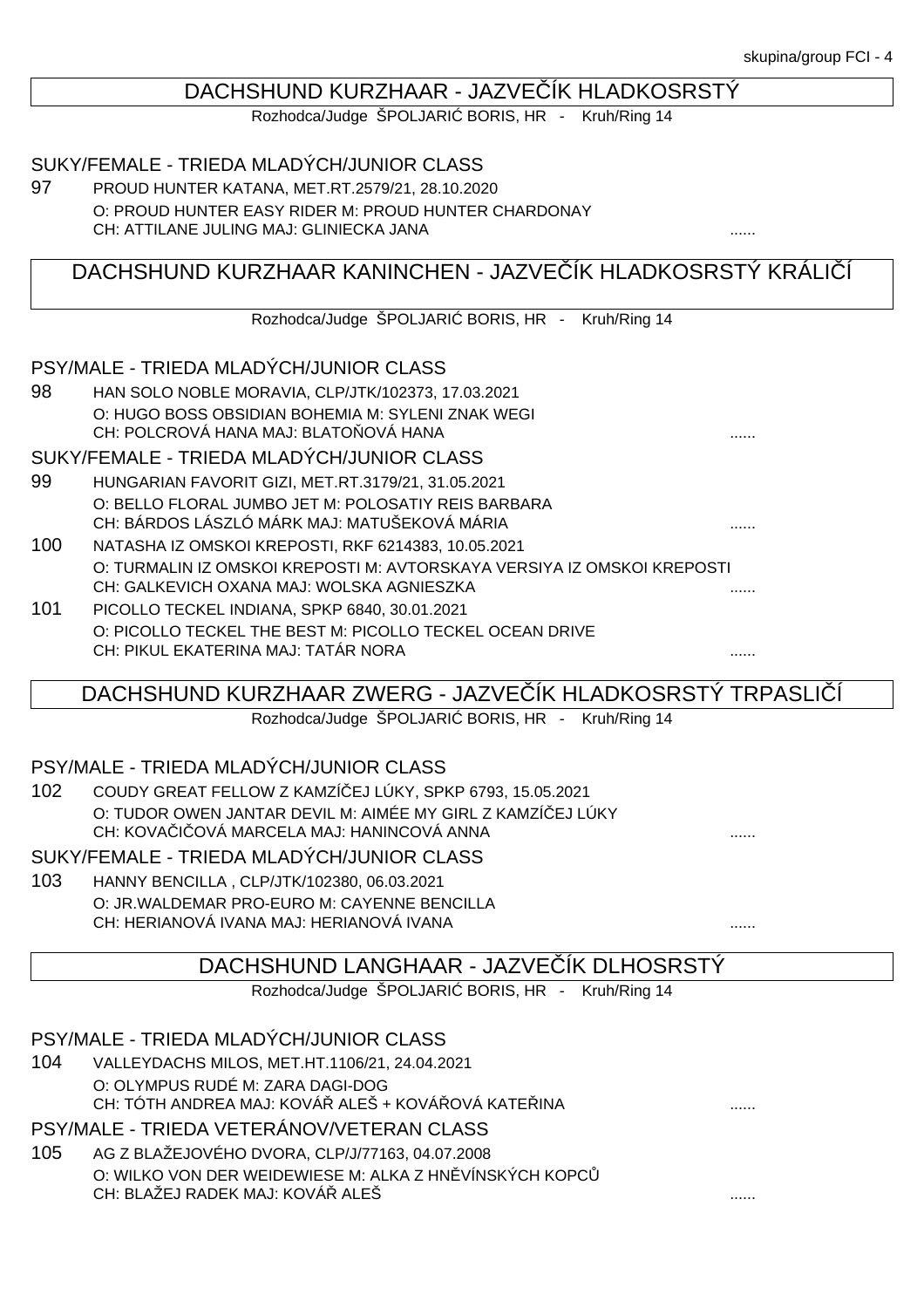## DACHSHUND KURZHAAR - JAZVEČÍK HLADKOSRSTÝ

Rozhodca/Judge ŠPOLJARIĆ BORIS, HR - Kruh/Ring 14

### SUKY/FEMALE - TRIEDA MLADÝCH/JUNIOR CLASS

97 PROUD HUNTER KATANA, MET.RT.2579/21, 28.10.2020
O: PROUD HUNTER EASY RIDER M: PROUD HUNTER CHARDONAY
CH: ATTILANE JULING MAJ: GLINIECKA JANA ......

## DACHSHUND KURZHAAR KANINCHEN - JAZVEČÍK HLADKOSRSTÝ KRÁLIČÍ

Rozhodca/Judge ŠPOLJARIĆ BORIS, HR - Kruh/Ring 14

### PSY/MALE - TRIEDA MLADÝCH/JUNIOR CLASS

98 HAN SOLO NOBLE MORAVIA, CLP/JTK/102373, 17.03.2021
O: HUGO BOSS OBSIDIAN BOHEMIA M: SYLENI ZNAK WEGI
CH: POLCROVÁ HANA MAJ: BLATOŇOVÁ HANA ......

### SUKY/FEMALE - TRIEDA MLADÝCH/JUNIOR CLASS

99 HUNGARIAN FAVORIT GIZI, MET.RT.3179/21, 31.05.2021
O: BELLO FLORAL JUMBO JET M: POLOSATIY REIS BARBARA
CH: BÁRDOS LÁSZLÓ MÁRK MAJ: MATUŠEKOVÁ MÁRIA ......

100 NATASHA IZ OMSKOI KREPOSTI, RKF 6214383, 10.05.2021
O: TURMALIN IZ OMSKOI KREPOSTI M: AVTORSKAYA VERSIYA IZ OMSKOI KREPOSTI
CH: GALKEVICH OXANA MAJ: WOLSKA AGNIESZKA ......

101 PICOLLO TECKEL INDIANA, SPKP 6840, 30.01.2021
O: PICOLLO TECKEL THE BEST M: PICOLLO TECKEL OCEAN DRIVE
CH: PIKUL EKATERINA MAJ: TATÁR NORA ......

## DACHSHUND KURZHAAR ZWERG - JAZVEČÍK HLADKOSRSTÝ TRPASLIČÍ

Rozhodca/Judge ŠPOLJARIĆ BORIS, HR - Kruh/Ring 14

### PSY/MALE - TRIEDA MLADÝCH/JUNIOR CLASS

102 COUDY GREAT FELLOW Z KAMZÍČEJ LÚKY, SPKP 6793, 15.05.2021
O: TUDOR OWEN JANTAR DEVIL M: AIMÉE MY GIRL Z KAMZÍČEJ LÚKY
CH: KOVAČIČOVÁ MARCELA MAJ: HANINCOVÁ ANNA ......

### SUKY/FEMALE - TRIEDA MLADÝCH/JUNIOR CLASS

103 HANNY BENCILLA , CLP/JTK/102380, 06.03.2021
O: JR.WALDEMAR PRO-EURO M: CAYENNE BENCILLA
CH: HERIANOVÁ IVANA MAJ: HERIANOVÁ IVANA ......

## DACHSHUND LANGHAAR - JAZVEČÍK DLHOSRSTÝ

Rozhodca/Judge ŠPOLJARIĆ BORIS, HR - Kruh/Ring 14

### PSY/MALE - TRIEDA MLADÝCH/JUNIOR CLASS

104 VALLEYDACHS MILOS, MET.HT.1106/21, 24.04.2021
O: OLYMPUS RUDÉ M: ZARA DAGI-DOG
CH: TÓTH ANDREA MAJ: KOVÁŘ ALEŠ + KOVÁŘOVÁ KATEŘINA ......

### PSY/MALE - TRIEDA VETERÁNOV/VETERAN CLASS

105 AG Z BLAŽEJOVÉHO DVORA, CLP/J/77163, 04.07.2008
O: WILKO VON DER WEIDEWIESE M: ALKA Z HNĚVÍNSKÝCH KOPCŮ
CH: BLAŽEJ RADEK MAJ: KOVÁŘ ALEŠ ......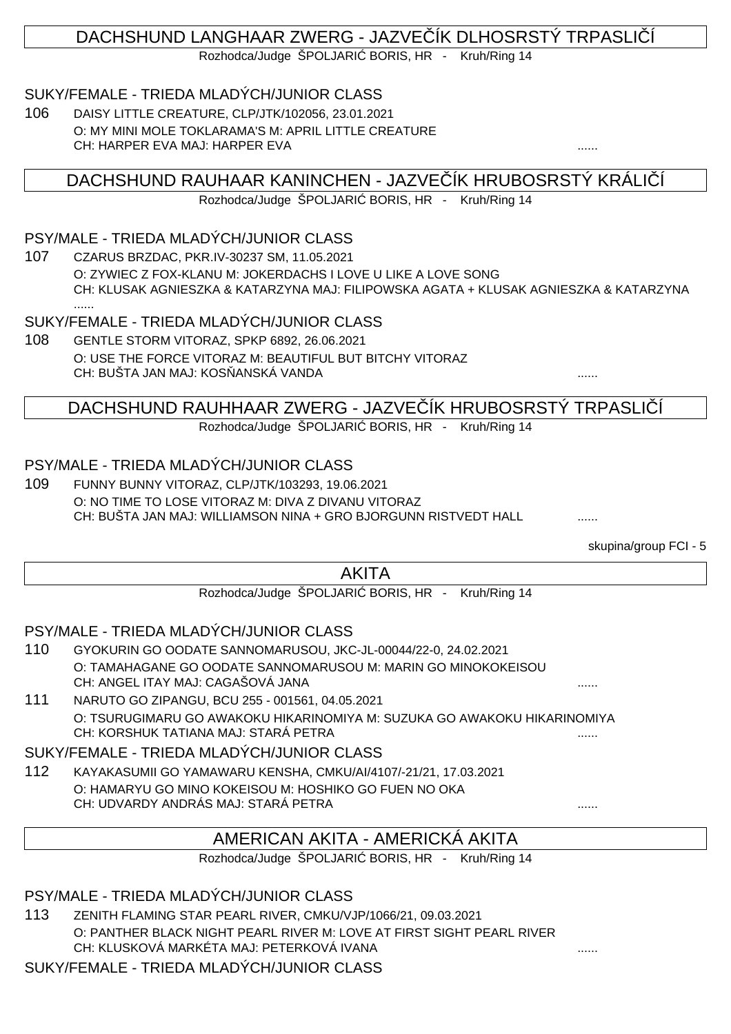## DACHSHUND LANGHAAR ZWERG - JAZVEČÍK DLHOSRSTÝ TRPASLIČÍ

Rozhodca/Judge ŠPOLJARIĆ BORIS, HR - Kruh/Ring 14

### SUKY/FEMALE - TRIEDA MLADÝCH/JUNIOR CLASS

106 DAISY LITTLE CREATURE, CLP/JTK/102056, 23.01.2021
O: MY MINI MOLE TOKLARAMA'S M: APRIL LITTLE CREATURE
CH: HARPER EVA MAJ: HARPER EVA ......

## DACHSHUND RAUHAAR KANINCHEN - JAZVEČÍK HRUBOSRSTÝ KRÁLIČÍ

Rozhodca/Judge ŠPOLJARIĆ BORIS, HR - Kruh/Ring 14

### PSY/MALE - TRIEDA MLADÝCH/JUNIOR CLASS

107 CZARUS BRZDAC, PKR.IV-30237 SM, 11.05.2021
O: ZYWIEC Z FOX-KLANU M: JOKERDACHS I LOVE U LIKE A LOVE SONG
CH: KLUSAK AGNIESZKA & KATARZYNA MAJ: FILIPOWSKA AGATA + KLUSAK AGNIESZKA & KATARZYNA ......

### SUKY/FEMALE - TRIEDA MLADÝCH/JUNIOR CLASS

108 GENTLE STORM VITORAZ, SPKP 6892, 26.06.2021
O: USE THE FORCE VITORAZ M: BEAUTIFUL BUT BITCHY VITORAZ
CH: BUŠTA JAN MAJ: KOSŇANSKÁ VANDA ......

## DACHSHUND RAUHHAAR ZWERG - JAZVEČÍK HRUBOSRSTÝ TRPASLIČÍ

Rozhodca/Judge ŠPOLJARIĆ BORIS, HR - Kruh/Ring 14

### PSY/MALE - TRIEDA MLADÝCH/JUNIOR CLASS

109 FUNNY BUNNY VITORAZ, CLP/JTK/103293, 19.06.2021
O: NO TIME TO LOSE VITORAZ M: DIVA Z DIVANU VITORAZ
CH: BUŠTA JAN MAJ: WILLIAMSON NINA + GRO BJORGUNN RISTVEDT HALL ......

skupina/group FCI - 5

## AKITA

Rozhodca/Judge ŠPOLJARIĆ BORIS, HR - Kruh/Ring 14

### PSY/MALE - TRIEDA MLADÝCH/JUNIOR CLASS

110 GYOKURIN GO OODATE SANNOMARUSOU, JKC-JL-00044/22-0, 24.02.2021
O: TAMAHAGANE GO OODATE SANNOMARUSOU M: MARIN GO MINOKOKEISOU
CH: ANGEL ITAY MAJ: CAGAŠOVÁ JANA ......

111 NARUTO GO ZIPANGU, BCU 255 - 001561, 04.05.2021
O: TSURUGIMARU GO AWAKOKU HIKARINOMIYA M: SUZUKA GO AWAKOKU HIKARINOMIYA
CH: KORSHUK TATIANA MAJ: STARÁ PETRA ......

### SUKY/FEMALE - TRIEDA MLADÝCH/JUNIOR CLASS

112 KAYAKASUMII GO YAMAWARU KENSHA, CMKU/AI/4107/-21/21, 17.03.2021
O: HAMARYU GO MINO KOKEISOU M: HOSHIKO GO FUEN NO OKA
CH: UDVARDY ANDRÁS MAJ: STARÁ PETRA ......

## AMERICAN AKITA - AMERICKÁ AKITA

Rozhodca/Judge ŠPOLJARIĆ BORIS, HR - Kruh/Ring 14

### PSY/MALE - TRIEDA MLADÝCH/JUNIOR CLASS

113 ZENITH FLAMING STAR PEARL RIVER, CMKU/VJP/1066/21, 09.03.2021
O: PANTHER BLACK NIGHT PEARL RIVER M: LOVE AT FIRST SIGHT PEARL RIVER
CH: KLUSKOVÁ MARKÉTA MAJ: PETERKOVÁ IVANA ......

### SUKY/FEMALE - TRIEDA MLADÝCH/JUNIOR CLASS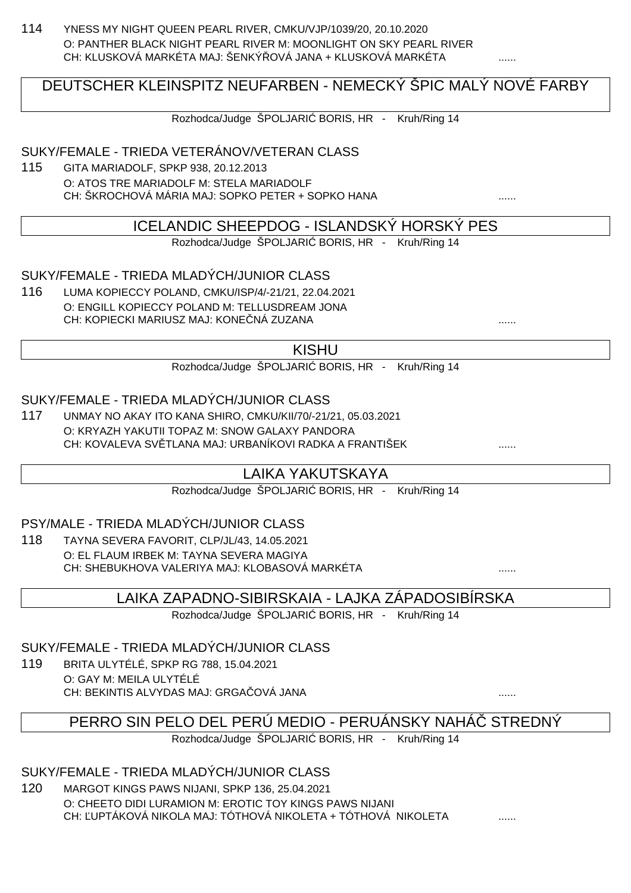114 YNESS MY NIGHT QUEEN PEARL RIVER, CMKU/VJP/1039/20, 20.10.2020
O: PANTHER BLACK NIGHT PEARL RIVER M: MOONLIGHT ON SKY PEARL RIVER
CH: KLUSKOVÁ MARKÉTA MAJ: ŠENKÝŘOVÁ JANA + KLUSKOVÁ MARKÉTA ......

## DEUTSCHER KLEINSPITZ NEUFARBEN - NEMECKÝ ŠPIC MALÝ NOVÉ FARBY

Rozhodca/Judge ŠPOLJARIĆ BORIS, HR - Kruh/Ring 14

### SUKY/FEMALE - TRIEDA VETERÁNOV/VETERAN CLASS

115 GITA MARIADOLF, SPKP 938, 20.12.2013
O: ATOS TRE MARIADOLF M: STELA MARIADOLF
CH: ŠKROCHOVÁ MÁRIA MAJ: SOPKO PETER + SOPKO HANA ......

## ICELANDIC SHEEPDOG - ISLANDSKÝ HORSKÝ PES

Rozhodca/Judge ŠPOLJARIĆ BORIS, HR - Kruh/Ring 14

### SUKY/FEMALE - TRIEDA MLADÝCH/JUNIOR CLASS

116 LUMA KOPIECCY POLAND, CMKU/ISP/4/-21/21, 22.04.2021
O: ENGILL KOPIECCY POLAND M: TELLUSDREAM JONA
CH: KOPIECKI MARIUSZ MAJ: KONEČNÁ ZUZANA ......

## KISHU

Rozhodca/Judge ŠPOLJARIĆ BORIS, HR - Kruh/Ring 14

### SUKY/FEMALE - TRIEDA MLADÝCH/JUNIOR CLASS

117 UNMAY NO AKAY ITO KANA SHIRO, CMKU/KII/70/-21/21, 05.03.2021
O: KRYAZH YAKUTII TOPAZ M: SNOW GALAXY PANDORA
CH: KOVALEVA SVĚTLANA MAJ: URBANÍKOVI RADKA A FRANTIŠEK ......

## LAIKA YAKUTSKAYA

Rozhodca/Judge ŠPOLJARIĆ BORIS, HR - Kruh/Ring 14

### PSY/MALE - TRIEDA MLADÝCH/JUNIOR CLASS

118 TAYNA SEVERA FAVORIT, CLP/JL/43, 14.05.2021
O: EL FLAUM IRBEK M: TAYNA SEVERA MAGIYA
CH: SHEBUKHOVA VALERIYA MAJ: KLOBASOVÁ MARKÉTA ......

## LAIKA ZAPADNO-SIBIRSKAIA - LAJKA ZÁPADOSIBÍRSKA

Rozhodca/Judge ŠPOLJARIĆ BORIS, HR - Kruh/Ring 14

### SUKY/FEMALE - TRIEDA MLADÝCH/JUNIOR CLASS

119 BRITA ULYTÉLÉ, SPKP RG 788, 15.04.2021
O: GAY M: MEILA ULYTÉLÉ
CH: BEKINTIS ALVYDAS MAJ: GRGAČOVÁ JANA ......

## PERRO SIN PELO DEL PERÚ MEDIO - PERUÁNSKY NAHÁČ STREDNÝ

Rozhodca/Judge ŠPOLJARIĆ BORIS, HR - Kruh/Ring 14

### SUKY/FEMALE - TRIEDA MLADÝCH/JUNIOR CLASS

120 MARGOT KINGS PAWS NIJANI, SPKP 136, 25.04.2021
O: CHEETO DIDI LURAMION M: EROTIC TOY KINGS PAWS NIJANI
CH: ĽUPTÁKOVÁ NIKOLA MAJ: TÓTHOVÁ NIKOLETA + TÓTHOVÁ NIKOLETA ......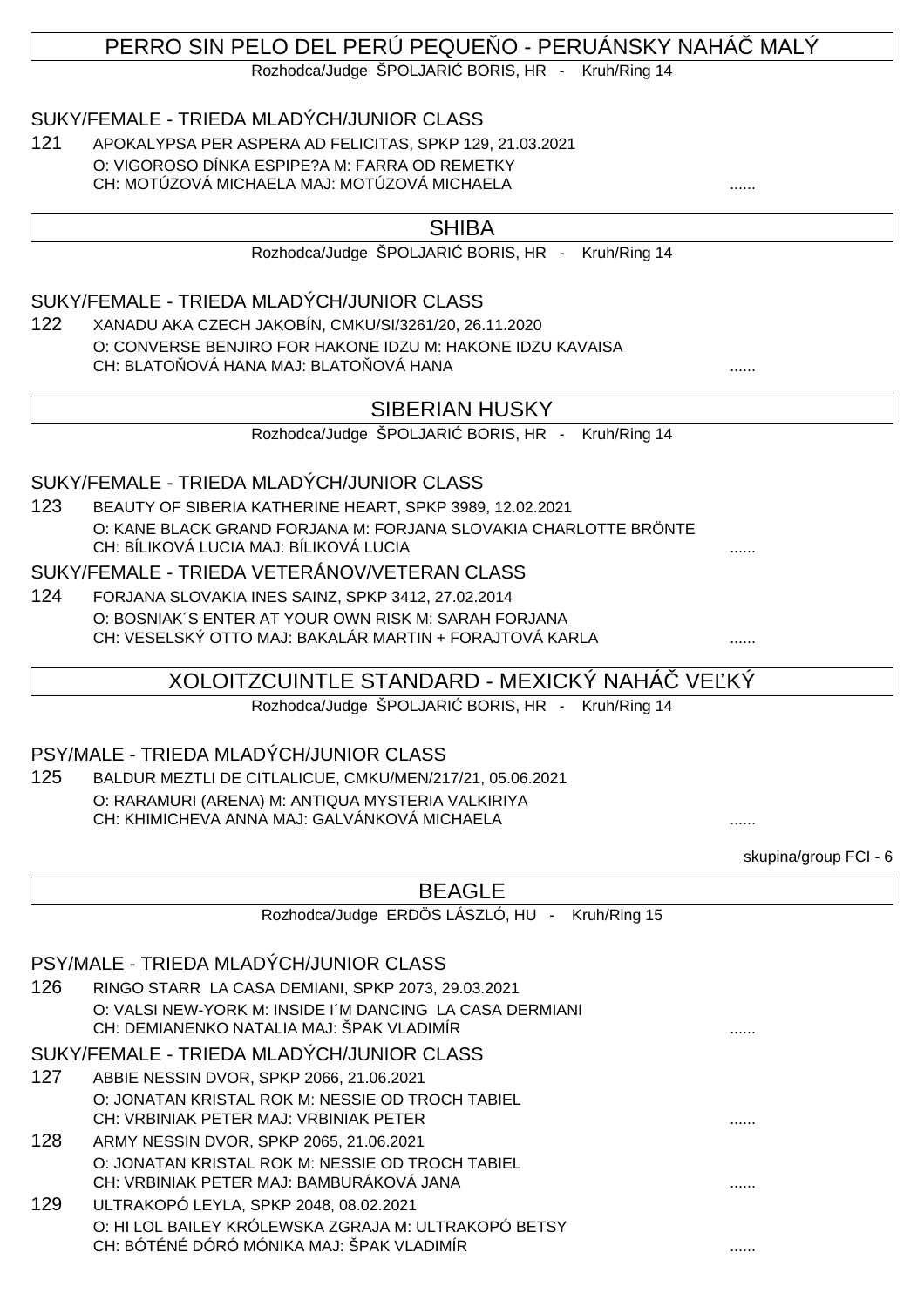## PERRO SIN PELO DEL PERÚ PEQUEÑO - PERUÁNSKY NAHÁČ MALÝ

Rozhodca/Judge ŠPOLJARIĆ BORIS, HR - Kruh/Ring 14

### SUKY/FEMALE - TRIEDA MLADÝCH/JUNIOR CLASS

121 APOKALYPSA PER ASPERA AD FELICITAS, SPKP 129, 21.03.2021
O: VIGOROSO DÍNKA ESPIPE?A M: FARRA OD REMETKY
CH: MOTÚZOVÁ MICHAELA MAJ: MOTÚZOVÁ MICHAELA ......

## SHIBA

Rozhodca/Judge ŠPOLJARIĆ BORIS, HR - Kruh/Ring 14

### SUKY/FEMALE - TRIEDA MLADÝCH/JUNIOR CLASS

122 XANADU AKA CZECH JAKOBÍN, CMKU/SI/3261/20, 26.11.2020
O: CONVERSE BENJIRO FOR HAKONE IDZU M: HAKONE IDZU KAVAISA
CH: BLATOŇOVÁ HANA MAJ: BLATOŇOVÁ HANA ......

## SIBERIAN HUSKY

Rozhodca/Judge ŠPOLJARIĆ BORIS, HR - Kruh/Ring 14

### SUKY/FEMALE - TRIEDA MLADÝCH/JUNIOR CLASS

123 BEAUTY OF SIBERIA KATHERINE HEART, SPKP 3989, 12.02.2021
O: KANE BLACK GRAND FORJANA M: FORJANA SLOVAKIA CHARLOTTE BRÖNTE
CH: BÍLIKOVÁ LUCIA MAJ: BÍLIKOVÁ LUCIA ......

### SUKY/FEMALE - TRIEDA VETERÁNOV/VETERAN CLASS

124 FORJANA SLOVAKIA INES SAINZ, SPKP 3412, 27.02.2014
O: BOSNIAK´S ENTER AT YOUR OWN RISK M: SARAH FORJANA
CH: VESELSKÝ OTTO MAJ: BAKALÁR MARTIN + FORAJTOVÁ KARLA ......

## XOLOITZCUINTLE STANDARD - MEXICKÝ NAHÁČ VEĽKÝ

Rozhodca/Judge ŠPOLJARIĆ BORIS, HR - Kruh/Ring 14

### PSY/MALE - TRIEDA MLADÝCH/JUNIOR CLASS

125 BALDUR MEZTLI DE CITLALICUE, CMKU/MEN/217/21, 05.06.2021
O: RARAMURI (ARENA) M: ANTIQUA MYSTERIA VALKIRIYA
CH: KHIMICHEVA ANNA MAJ: GALVÁNKOVÁ MICHAELA ......

skupina/group FCI - 6

## BEAGLE

Rozhodca/Judge ERDÖS LÁSZLÓ, HU - Kruh/Ring 15

### PSY/MALE - TRIEDA MLADÝCH/JUNIOR CLASS

126 RINGO STARR LA CASA DEMIANI, SPKP 2073, 29.03.2021
O: VALSI NEW-YORK M: INSIDE I´M DANCING LA CASA DERMIANI
CH: DEMIANENKO NATALIA MAJ: ŠPAK VLADIMÍR ......

### SUKY/FEMALE - TRIEDA MLADÝCH/JUNIOR CLASS

127 ABBIE NESSIN DVOR, SPKP 2066, 21.06.2021
O: JONATAN KRISTAL ROK M: NESSIE OD TROCH TABIEL
CH: VRBINIAK PETER MAJ: VRBINIAK PETER ......

128 ARMY NESSIN DVOR, SPKP 2065, 21.06.2021
O: JONATAN KRISTAL ROK M: NESSIE OD TROCH TABIEL
CH: VRBINIAK PETER MAJ: BAMBURÁKOVÁ JANA ......

129 ULTRAKOPÓ LEYLA, SPKP 2048, 08.02.2021
O: HI LOL BAILEY KRÓLEWSKA ZGRAJA M: ULTRAKOPÓ BETSY
CH: BÓTÉNÉ DÓRÓ MÓNIKA MAJ: ŠPAK VLADIMÍR ......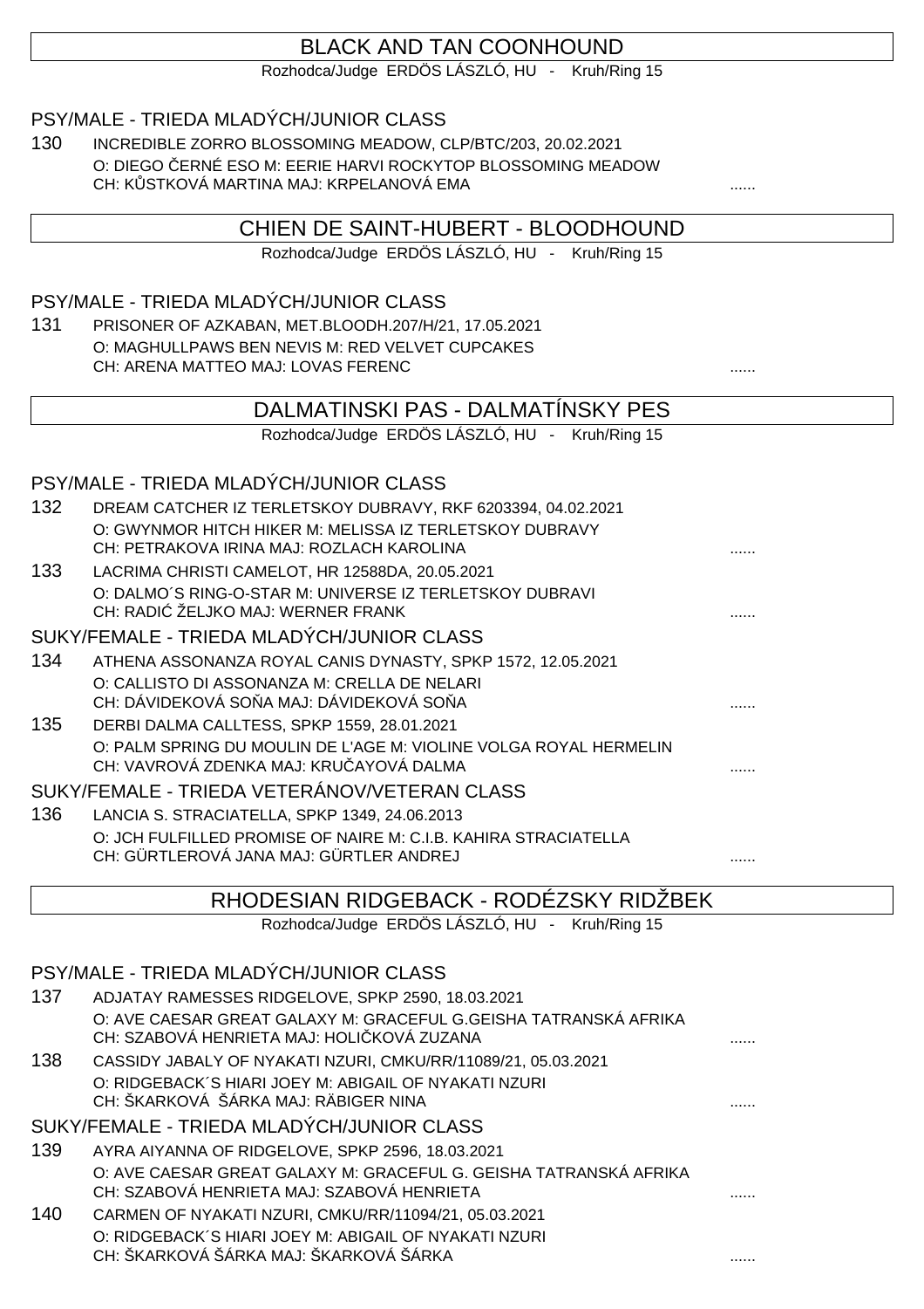## BLACK AND TAN COONHOUND

Rozhodca/Judge ERDÖS LÁSZLÓ, HU - Kruh/Ring 15

### PSY/MALE - TRIEDA MLADÝCH/JUNIOR CLASS

130 INCREDIBLE ZORRO BLOSSOMING MEADOW, CLP/BTC/203, 20.02.2021
O: DIEGO ČERNÉ ESO M: EERIE HARVI ROCKYTOP BLOSSOMING MEADOW
CH: KŮSTKOVÁ MARTINA MAJ: KRPELANOVÁ EMA ......

## CHIEN DE SAINT-HUBERT - BLOODHOUND

Rozhodca/Judge ERDÖS LÁSZLÓ, HU - Kruh/Ring 15

### PSY/MALE - TRIEDA MLADÝCH/JUNIOR CLASS

131 PRISONER OF AZKABAN, MET.BLOODH.207/H/21, 17.05.2021
O: MAGHULLPAWS BEN NEVIS M: RED VELVET CUPCAKES
CH: ARENA MATTEO MAJ: LOVAS FERENC ......

## DALMATINSKI PAS - DALMATÍNSKY PES

Rozhodca/Judge ERDÖS LÁSZLÓ, HU - Kruh/Ring 15

### PSY/MALE - TRIEDA MLADÝCH/JUNIOR CLASS

132 DREAM CATCHER IZ TERLETSKOY DUBRAVY, RKF 6203394, 04.02.2021
O: GWYNMOR HITCH HIKER M: MELISSA IZ TERLETSKOY DUBRAVY
CH: PETRAKOVA IRINA MAJ: ROZLACH KAROLINA ......

133 LACRIMA CHRISTI CAMELOT, HR 12588DA, 20.05.2021
O: DALMO´S RING-O-STAR M: UNIVERSE IZ TERLETSKOY DUBRAVI
CH: RADIĆ ŽELJKO MAJ: WERNER FRANK ......

### SUKY/FEMALE - TRIEDA MLADÝCH/JUNIOR CLASS

134 ATHENA ASSONANZA ROYAL CANIS DYNASTY, SPKP 1572, 12.05.2021
O: CALLISTO DI ASSONANZA M: CRELLA DE NELARI
CH: DÁVIDEKOVÁ SOŇA MAJ: DÁVIDEKOVÁ SOŇA ......

135 DERBI DALMA CALLTESS, SPKP 1559, 28.01.2021
O: PALM SPRING DU MOULIN DE L'AGE M: VIOLINE VOLGA ROYAL HERMELIN
CH: VAVROVÁ ZDENKA MAJ: KRUČAYOVÁ DALMA ......

### SUKY/FEMALE - TRIEDA VETERÁNOV/VETERAN CLASS

136 LANCIA S. STRACIATELLA, SPKP 1349, 24.06.2013
O: JCH FULFILLED PROMISE OF NAIRE M: C.I.B. KAHIRA STRACIATELLA
CH: GÜRTLEROVÁ JANA MAJ: GÜRTLER ANDREJ ......

## RHODESIAN RIDGEBACK - RODÉZSKY RIDŽBEK

Rozhodca/Judge ERDÖS LÁSZLÓ, HU - Kruh/Ring 15

### PSY/MALE - TRIEDA MLADÝCH/JUNIOR CLASS

137 ADJATAY RAMESSES RIDGELOVE, SPKP 2590, 18.03.2021
O: AVE CAESAR GREAT GALAXY M: GRACEFUL G.GEISHA TATRANSKÁ AFRIKA
CH: SZABOVÁ HENRIETA MAJ: HOLIČKOVÁ ZUZANA ......

138 CASSIDY JABALY OF NYAKATI NZURI, CMKU/RR/11089/21, 05.03.2021
O: RIDGEBACK´S HIARI JOEY M: ABIGAIL OF NYAKATI NZURI
CH: ŠKARKOVÁ ŠÁRKA MAJ: RÄBIGER NINA ......

### SUKY/FEMALE - TRIEDA MLADÝCH/JUNIOR CLASS

139 AYRA AIYANNA OF RIDGELOVE, SPKP 2596, 18.03.2021
O: AVE CAESAR GREAT GALAXY M: GRACEFUL G. GEISHA TATRANSKÁ AFRIKA
CH: SZABOVÁ HENRIETA MAJ: SZABOVÁ HENRIETA ......

140 CARMEN OF NYAKATI NZURI, CMKU/RR/11094/21, 05.03.2021
O: RIDGEBACK´S HIARI JOEY M: ABIGAIL OF NYAKATI NZURI
CH: ŠKARKOVÁ ŠÁRKA MAJ: ŠKARKOVÁ ŠÁRKA ......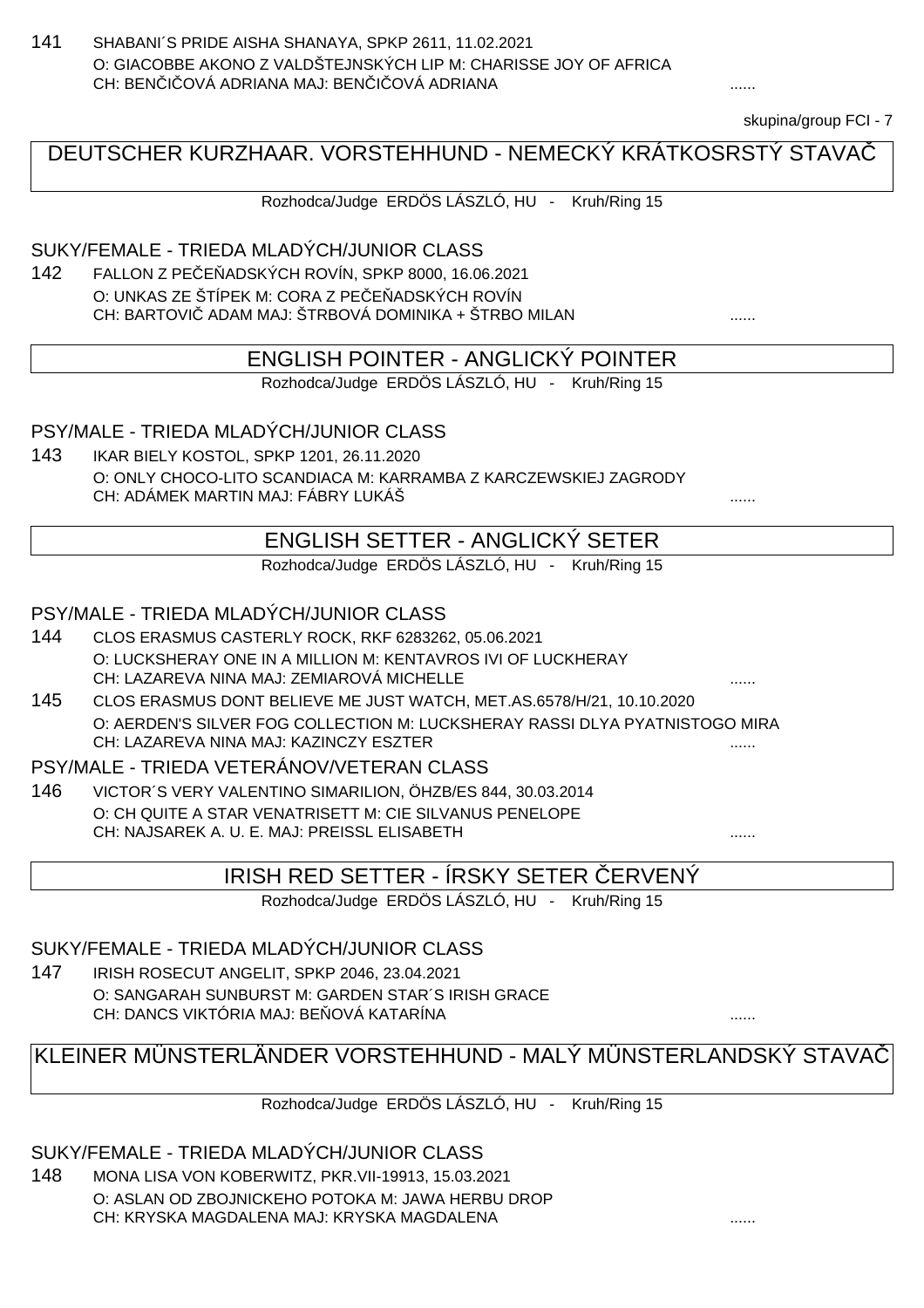141 SHABANI´S PRIDE AISHA SHANAYA, SPKP 2611, 11.02.2021
O: GIACOBBE AKONO Z VALDŠTEJNSKÝCH LIP M: CHARISSE JOY OF AFRICA
CH: BENČIČOVÁ ADRIANA MAJ: BENČIČOVÁ ADRIANA ......

skupina/group FCI - 7

## DEUTSCHER KURZHAAR. VORSTEHHUND - NEMECKÝ KRÁTKOSRSTÝ STAVAČ

Rozhodca/Judge ERDÖS LÁSZLÓ, HU - Kruh/Ring 15

### SUKY/FEMALE - TRIEDA MLADÝCH/JUNIOR CLASS

142 FALLON Z PEČEŇADSKÝCH ROVÍN, SPKP 8000, 16.06.2021
O: UNKAS ZE ŠTÍPEK M: CORA Z PEČEŇADSKÝCH ROVÍN
CH: BARTOVIČ ADAM MAJ: ŠTRBOVÁ DOMINIKA + ŠTRBO MILAN ......

## ENGLISH POINTER - ANGLICKÝ POINTER

Rozhodca/Judge ERDÖS LÁSZLÓ, HU - Kruh/Ring 15

### PSY/MALE - TRIEDA MLADÝCH/JUNIOR CLASS

143 IKAR BIELY KOSTOL, SPKP 1201, 26.11.2020
O: ONLY CHOCO-LITO SCANDIACA M: KARRAMBA Z KARCZEWSKIEJ ZAGRODY
CH: ADÁMEK MARTIN MAJ: FÁBRY LUKÁŠ ......

## ENGLISH SETTER - ANGLICKÝ SETER

Rozhodca/Judge ERDÖS LÁSZLÓ, HU - Kruh/Ring 15

### PSY/MALE - TRIEDA MLADÝCH/JUNIOR CLASS

144 CLOS ERASMUS CASTERLY ROCK, RKF 6283262, 05.06.2021
O: LUCKSHERAY ONE IN A MILLION M: KENTAVROS IVI OF LUCKHERAY
CH: LAZAREVA NINA MAJ: ZEMIAROVÁ MICHELLE ......

145 CLOS ERASMUS DONT BELIEVE ME JUST WATCH, MET.AS.6578/H/21, 10.10.2020
O: AERDEN'S SILVER FOG COLLECTION M: LUCKSHERAY RASSI DLYA PYATNISTOGO MIRA
CH: LAZAREVA NINA MAJ: KAZINCZY ESZTER ......

### PSY/MALE - TRIEDA VETERÁNOV/VETERAN CLASS

146 VICTOR´S VERY VALENTINO SIMARILION, ÖHZB/ES 844, 30.03.2014
O: CH QUITE A STAR VENATRISETT M: CIE SILVANUS PENELOPE
CH: NAJSAREK A. U. E. MAJ: PREISSL ELISABETH ......

## IRISH RED SETTER - ÍRSKY SETER ČERVENÝ

Rozhodca/Judge ERDÖS LÁSZLÓ, HU - Kruh/Ring 15

### SUKY/FEMALE - TRIEDA MLADÝCH/JUNIOR CLASS

147 IRISH ROSECUT ANGELIT, SPKP 2046, 23.04.2021
O: SANGARAH SUNBURST M: GARDEN STAR´S IRISH GRACE
CH: DANCS VIKTÓRIA MAJ: BEŇOVÁ KATARÍNA ......

## KLEINER MÜNSTERLÄNDER VORSTEHHUND - MALÝ MÜNSTERLANDSKÝ STAVAČ

Rozhodca/Judge ERDÖS LÁSZLÓ, HU - Kruh/Ring 15

### SUKY/FEMALE - TRIEDA MLADÝCH/JUNIOR CLASS

148 MONA LISA VON KOBERWITZ, PKR.VII-19913, 15.03.2021
O: ASLAN OD ZBOJNICKEHO POTOKA M: JAWA HERBU DROP
CH: KRYSKA MAGDALENA MAJ: KRYSKA MAGDALENA ......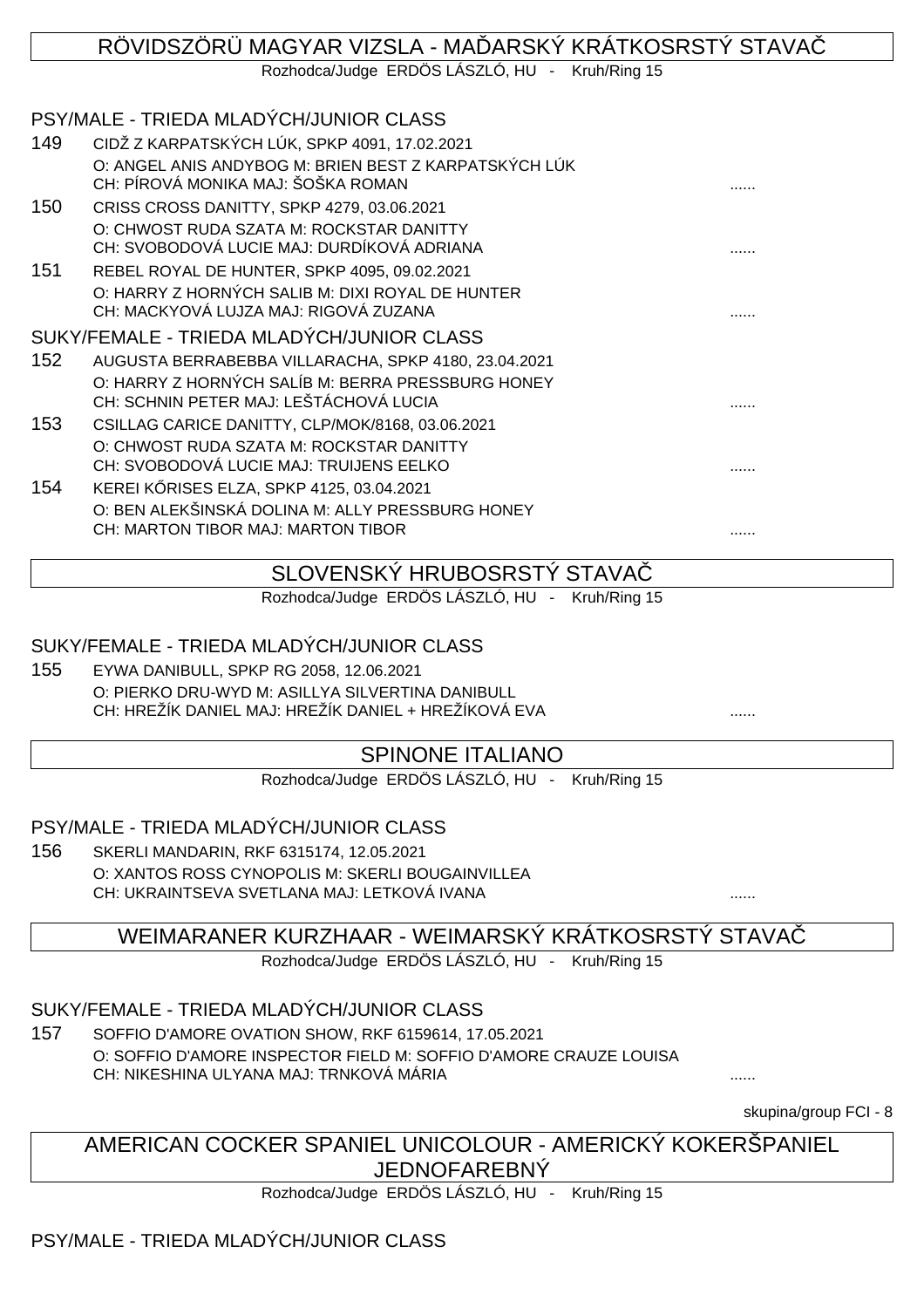## RÖVIDSZÖRÜ MAGYAR VIZSLA - MAĎARSKÝ KRÁTKOSRSTÝ STAVAČ

Rozhodca/Judge ERDÖS LÁSZLÓ, HU - Kruh/Ring 15

### PSY/MALE - TRIEDA MLADÝCH/JUNIOR CLASS

149 CIDŽ Z KARPATSKÝCH LÚK, SPKP 4091, 17.02.2021
O: ANGEL ANIS ANDYBOG M: BRIEN BEST Z KARPATSKÝCH LÚK
CH: PÍROVÁ MONIKA MAJ: ŠOŠKA ROMAN ......

150 CRISS CROSS DANITTY, SPKP 4279, 03.06.2021
O: CHWOST RUDA SZATA M: ROCKSTAR DANITTY
CH: SVOBODOVÁ LUCIE MAJ: DURDÍKOVÁ ADRIANA ......

151 REBEL ROYAL DE HUNTER, SPKP 4095, 09.02.2021
O: HARRY Z HORNÝCH SALIB M: DIXI ROYAL DE HUNTER
CH: MACKYOVÁ LUJZA MAJ: RIGOVÁ ZUZANA ......

### SUKY/FEMALE - TRIEDA MLADÝCH/JUNIOR CLASS

152 AUGUSTA BERRABEBBA VILLARACHA, SPKP 4180, 23.04.2021
O: HARRY Z HORNÝCH SALÍB M: BERRA PRESSBURG HONEY
CH: SCHNIN PETER MAJ: LEŠTÁCHOVÁ LUCIA ......

153 CSILLAG CARICE DANITTY, CLP/MOK/8168, 03.06.2021
O: CHWOST RUDA SZATA M: ROCKSTAR DANITTY
CH: SVOBODOVÁ LUCIE MAJ: TRUIJENS EELKO ......

154 KEREI KŐRISES ELZA, SPKP 4125, 03.04.2021
O: BEN ALEKŠINSKÁ DOLINA M: ALLY PRESSBURG HONEY
CH: MARTON TIBOR MAJ: MARTON TIBOR ......

## SLOVENSKÝ HRUBOSRSTÝ STAVAČ

Rozhodca/Judge ERDÖS LÁSZLÓ, HU - Kruh/Ring 15

### SUKY/FEMALE - TRIEDA MLADÝCH/JUNIOR CLASS

155 EYWA DANIBULL, SPKP RG 2058, 12.06.2021
O: PIERKO DRU-WYD M: ASILLYA SILVERTINA DANIBULL
CH: HREŽÍK DANIEL MAJ: HREŽÍK DANIEL + HREŽÍKOVÁ EVA ......

## SPINONE ITALIANO

Rozhodca/Judge ERDÖS LÁSZLÓ, HU - Kruh/Ring 15

### PSY/MALE - TRIEDA MLADÝCH/JUNIOR CLASS

156 SKERLI MANDARIN, RKF 6315174, 12.05.2021
O: XANTOS ROSS CYNOPOLIS M: SKERLI BOUGAINVILLEA
CH: UKRAINTSEVA SVETLANA MAJ: LETKOVÁ IVANA ......

## WEIMARANER KURZHAAR - WEIMARSKÝ KRÁTKOSRSTÝ STAVAČ

Rozhodca/Judge ERDÖS LÁSZLÓ, HU - Kruh/Ring 15

### SUKY/FEMALE - TRIEDA MLADÝCH/JUNIOR CLASS

157 SOFFIO D'AMORE OVATION SHOW, RKF 6159614, 17.05.2021
O: SOFFIO D'AMORE INSPECTOR FIELD M: SOFFIO D'AMORE CRAUZE LOUISA
CH: NIKESHINA ULYANA MAJ: TRNKOVÁ MÁRIA ......

skupina/group FCI - 8

## AMERICAN COCKER SPANIEL UNICOLOUR - AMERICKÝ KOKERŠPANIEL JEDNOFAREBNÝ

Rozhodca/Judge ERDÖS LÁSZLÓ, HU - Kruh/Ring 15

### PSY/MALE - TRIEDA MLADÝCH/JUNIOR CLASS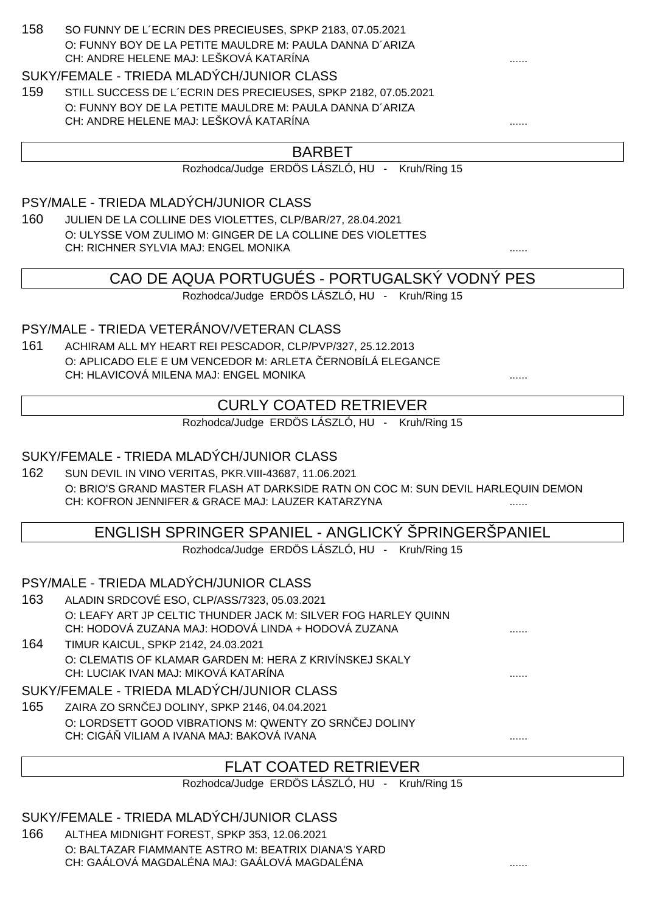158 SO FUNNY DE L´ECRIN DES PRECIEUSES, SPKP 2183, 07.05.2021
O: FUNNY BOY DE LA PETITE MAULDRE M: PAULA DANNA D´ARIZA
CH: ANDRE HELENE MAJ: LEŠKOVÁ KATARÍNA ......

SUKY/FEMALE - TRIEDA MLADÝCH/JUNIOR CLASS

159 STILL SUCCESS DE L´ECRIN DES PRECIEUSES, SPKP 2182, 07.05.2021
O: FUNNY BOY DE LA PETITE MAULDRE M: PAULA DANNA D´ARIZA
CH: ANDRE HELENE MAJ: LEŠKOVÁ KATARÍNA ......

## BARBET

Rozhodca/Judge ERDÖS LÁSZLÓ, HU - Kruh/Ring 15

PSY/MALE - TRIEDA MLADÝCH/JUNIOR CLASS

160 JULIEN DE LA COLLINE DES VIOLETTES, CLP/BAR/27, 28.04.2021
O: ULYSSE VOM ZULIMO M: GINGER DE LA COLLINE DES VIOLETTES
CH: RICHNER SYLVIA MAJ: ENGEL MONIKA ......

## CAO DE AQUA PORTUGUÉS - PORTUGALSKÝ VODNÝ PES

Rozhodca/Judge ERDÖS LÁSZLÓ, HU - Kruh/Ring 15

PSY/MALE - TRIEDA VETERÁNOV/VETERAN CLASS

161 ACHIRAM ALL MY HEART REI PESCADOR, CLP/PVP/327, 25.12.2013
O: APLICADO ELE E UM VENCEDOR M: ARLETA ČERNOBÍLÁ ELEGANCE
CH: HLAVICOVÁ MILENA MAJ: ENGEL MONIKA ......

## CURLY COATED RETRIEVER

Rozhodca/Judge ERDÖS LÁSZLÓ, HU - Kruh/Ring 15

SUKY/FEMALE - TRIEDA MLADÝCH/JUNIOR CLASS

162 SUN DEVIL IN VINO VERITAS, PKR.VIII-43687, 11.06.2021
O: BRIO'S GRAND MASTER FLASH AT DARKSIDE RATN ON COC M: SUN DEVIL HARLEQUIN DEMON
CH: KOFRON JENNIFER & GRACE MAJ: LAUZER KATARZYNA ......

## ENGLISH SPRINGER SPANIEL - ANGLICKÝ ŠPRINGERŠPANIEL

Rozhodca/Judge ERDÖS LÁSZLÓ, HU - Kruh/Ring 15

PSY/MALE - TRIEDA MLADÝCH/JUNIOR CLASS

163 ALADIN SRDCOVÉ ESO, CLP/ASS/7323, 05.03.2021
O: LEAFY ART JP CELTIC THUNDER JACK M: SILVER FOG HARLEY QUINN
CH: HODOVÁ ZUZANA MAJ: HODOVÁ LINDA + HODOVÁ ZUZANA ......

164 TIMUR KAICUL, SPKP 2142, 24.03.2021
O: CLEMATIS OF KLAMAR GARDEN M: HERA Z KRIVÍNSKEJ SKALY
CH: LUCIAK IVAN MAJ: MIKOVÁ KATARÍNA ......

SUKY/FEMALE - TRIEDA MLADÝCH/JUNIOR CLASS

165 ZAIRA ZO SRNČEJ DOLINY, SPKP 2146, 04.04.2021
O: LORDSETT GOOD VIBRATIONS M: QWENTY ZO SRNČEJ DOLINY
CH: CIGÁŇ VILIAM A IVANA MAJ: BAKOVÁ IVANA ......

## FLAT COATED RETRIEVER

Rozhodca/Judge ERDÖS LÁSZLÓ, HU - Kruh/Ring 15

SUKY/FEMALE - TRIEDA MLADÝCH/JUNIOR CLASS

166 ALTHEA MIDNIGHT FOREST, SPKP 353, 12.06.2021
O: BALTAZAR FIAMMANTE ASTRO M: BEATRIX DIANA'S YARD
CH: GAÁLOVÁ MAGDALÉNA MAJ: GAÁLOVÁ MAGDALÉNA ......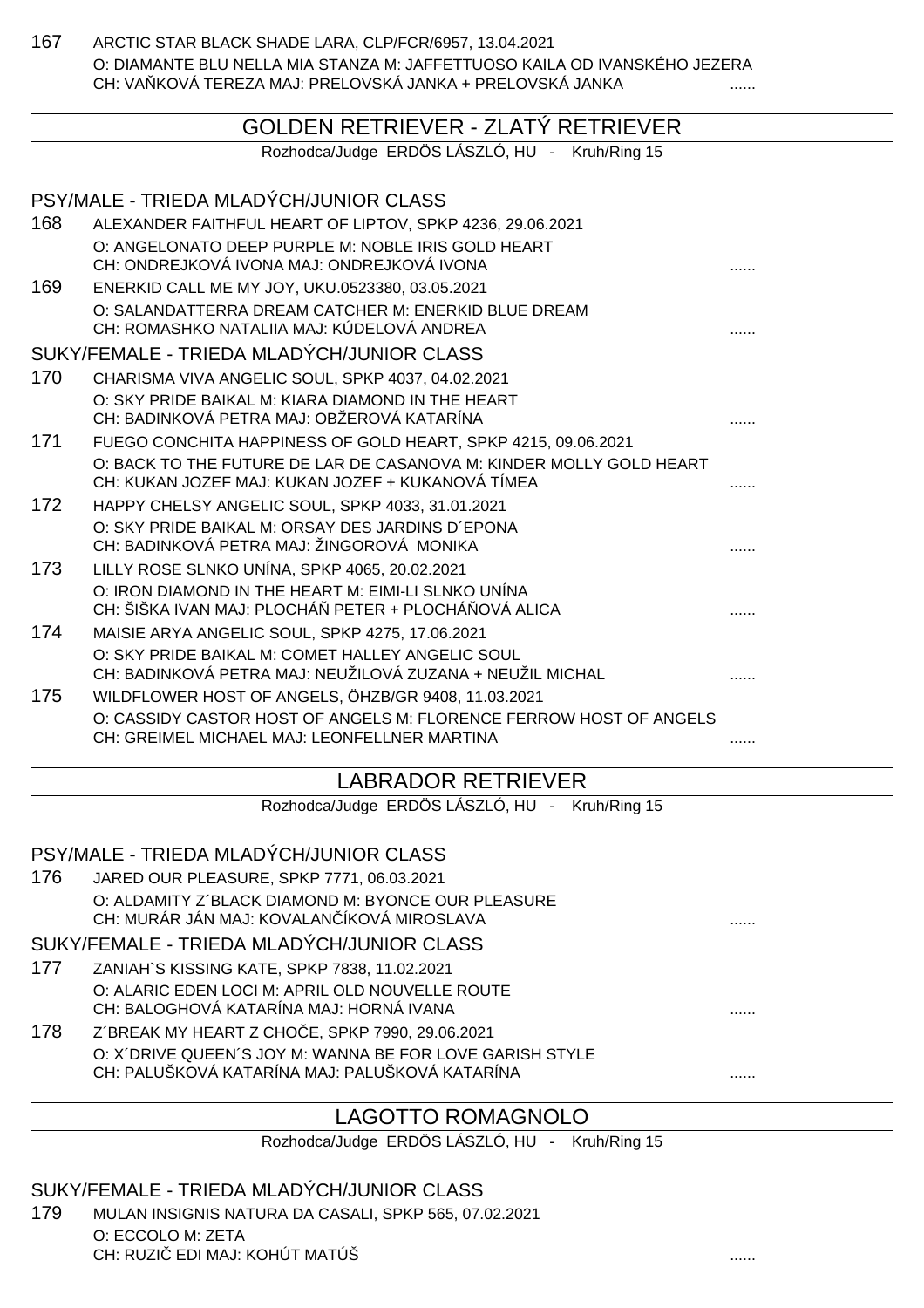167 ARCTIC STAR BLACK SHADE LARA, CLP/FCR/6957, 13.04.2021
O: DIAMANTE BLU NELLA MIA STANZA M: JAFFETTUOSO KAILA OD IVANSKÉHO JEZERA
CH: VAŇKOVÁ TEREZA MAJ: PRELOVSKÁ JANKA + PRELOVSKÁ JANKA ......

## GOLDEN RETRIEVER - ZLATÝ RETRIEVER

Rozhodca/Judge ERDÖS LÁSZLÓ, HU - Kruh/Ring 15

### PSY/MALE - TRIEDA MLADÝCH/JUNIOR CLASS

168 ALEXANDER FAITHFUL HEART OF LIPTOV, SPKP 4236, 29.06.2021
O: ANGELONATO DEEP PURPLE M: NOBLE IRIS GOLD HEART
CH: ONDREJKOVÁ IVONA MAJ: ONDREJKOVÁ IVONA ......

169 ENERKID CALL ME MY JOY, UKU.0523380, 03.05.2021
O: SALANDATTERRA DREAM CATCHER M: ENERKID BLUE DREAM
CH: ROMASHKO NATALIIA MAJ: KÚDELOVÁ ANDREA ......

### SUKY/FEMALE - TRIEDA MLADÝCH/JUNIOR CLASS

170 CHARISMA VIVA ANGELIC SOUL, SPKP 4037, 04.02.2021
O: SKY PRIDE BAIKAL M: KIARA DIAMOND IN THE HEART
CH: BADINKOVÁ PETRA MAJ: OBŽEROVÁ KATARÍNA ......

171 FUEGO CONCHITA HAPPINESS OF GOLD HEART, SPKP 4215, 09.06.2021
O: BACK TO THE FUTURE DE LAR DE CASANOVA M: KINDER MOLLY GOLD HEART
CH: KUKAN JOZEF MAJ: KUKAN JOZEF + KUKANOVÁ TÍMEA ......

172 HAPPY CHELSY ANGELIC SOUL, SPKP 4033, 31.01.2021
O: SKY PRIDE BAIKAL M: ORSAY DES JARDINS D´EPONA
CH: BADINKOVÁ PETRA MAJ: ŽINGOROVÁ MONIKA ......

173 LILLY ROSE SLNKO UNÍNA, SPKP 4065, 20.02.2021
O: IRON DIAMOND IN THE HEART M: EIMI-LI SLNKO UNÍNA
CH: ŠIŠKA IVAN MAJ: PLOCHÁŇ PETER + PLOCHÁŇOVÁ ALICA ......

174 MAISIE ARYA ANGELIC SOUL, SPKP 4275, 17.06.2021
O: SKY PRIDE BAIKAL M: COMET HALLEY ANGELIC SOUL
CH: BADINKOVÁ PETRA MAJ: NEUŽILOVÁ ZUZANA + NEUŽIL MICHAL ......

175 WILDFLOWER HOST OF ANGELS, ÖHZB/GR 9408, 11.03.2021
O: CASSIDY CASTOR HOST OF ANGELS M: FLORENCE FERROW HOST OF ANGELS
CH: GREIMEL MICHAEL MAJ: LEONFELLNER MARTINA ......

## LABRADOR RETRIEVER

Rozhodca/Judge ERDÖS LÁSZLÓ, HU - Kruh/Ring 15

### PSY/MALE - TRIEDA MLADÝCH/JUNIOR CLASS

176 JARED OUR PLEASURE, SPKP 7771, 06.03.2021
O: ALDAMITY Z´BLACK DIAMOND M: BYONCE OUR PLEASURE
CH: MURÁR JÁN MAJ: KOVALANČÍKOVÁ MIROSLAVA ......

### SUKY/FEMALE - TRIEDA MLADÝCH/JUNIOR CLASS

177 ZANIAH`S KISSING KATE, SPKP 7838, 11.02.2021
O: ALARIC EDEN LOCI M: APRIL OLD NOUVELLE ROUTE
CH: BALOGHOVÁ KATARÍNA MAJ: HORNÁ IVANA ......

178 Z´BREAK MY HEART Z CHOČE, SPKP 7990, 29.06.2021
O: X´DRIVE QUEEN´S JOY M: WANNA BE FOR LOVE GARISH STYLE
CH: PALUŠKOVÁ KATARÍNA MAJ: PALUŠKOVÁ KATARÍNA ......

## LAGOTTO ROMAGNOLO

Rozhodca/Judge ERDÖS LÁSZLÓ, HU - Kruh/Ring 15

### SUKY/FEMALE - TRIEDA MLADÝCH/JUNIOR CLASS

179 MULAN INSIGNIS NATURA DA CASALI, SPKP 565, 07.02.2021
O: ECCOLO M: ZETA
CH: RUZIČ EDI MAJ: KOHÚT MATÚŠ ......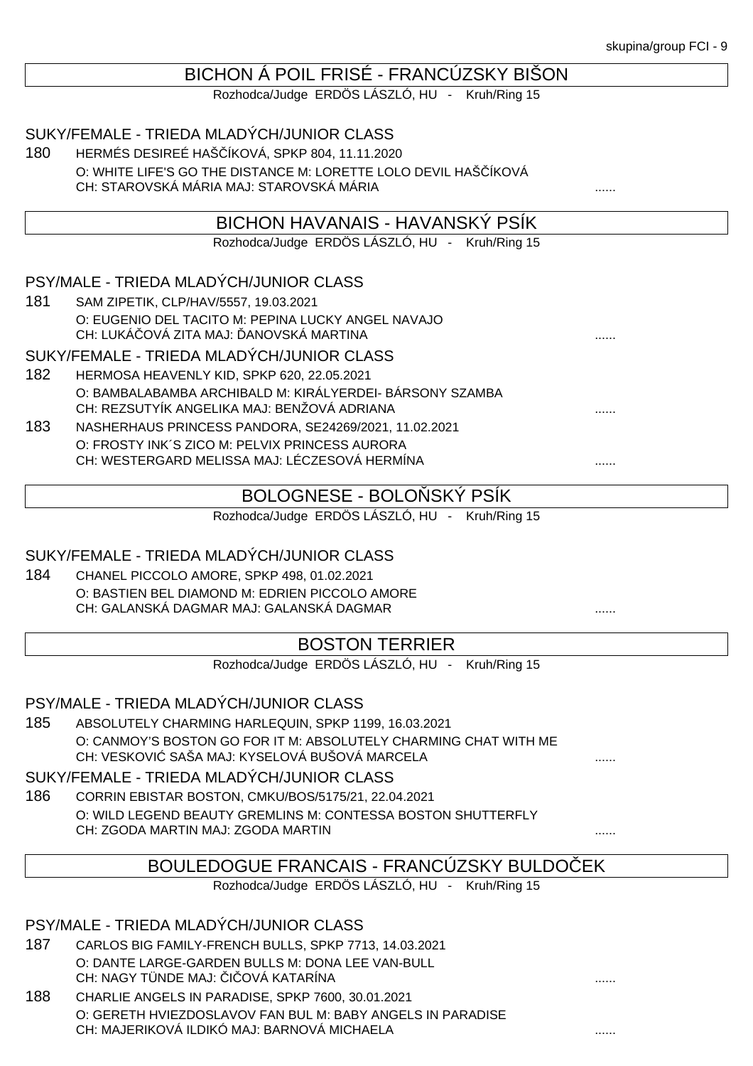## BICHON Á POIL FRISÉ - FRANCÚZSKY BIŠON

Rozhodca/Judge ERDÖS LÁSZLÓ, HU - Kruh/Ring 15

### SUKY/FEMALE - TRIEDA MLADÝCH/JUNIOR CLASS

180 HERMÉS DESIREÉ HAŠČÍKOVÁ, SPKP 804, 11.11.2020
O: WHITE LIFE'S GO THE DISTANCE M: LORETTE LOLO DEVIL HAŠČÍKOVÁ
CH: STAROVSKÁ MÁRIA MAJ: STAROVSKÁ MÁRIA ......

## BICHON HAVANAIS - HAVANSKÝ PSÍK

Rozhodca/Judge ERDÖS LÁSZLÓ, HU - Kruh/Ring 15

### PSY/MALE - TRIEDA MLADÝCH/JUNIOR CLASS

181 SAM ZIPETIK, CLP/HAV/5557, 19.03.2021
O: EUGENIO DEL TACITO M: PEPINA LUCKY ANGEL NAVAJO
CH: LUKÁČOVÁ ZITA MAJ: ĎANOVSKÁ MARTINA ......

### SUKY/FEMALE - TRIEDA MLADÝCH/JUNIOR CLASS

182 HERMOSA HEAVENLY KID, SPKP 620, 22.05.2021
O: BAMBALABAMBA ARCHIBALD M: KIRÁLYERDEI- BÁRSONY SZAMBA
CH: REZSUTYÍK ANGELIKA MAJ: BENŽOVÁ ADRIANA ......

183 NASHERHAUS PRINCESS PANDORA, SE24269/2021, 11.02.2021
O: FROSTY INK´S ZICO M: PELVIX PRINCESS AURORA
CH: WESTERGARD MELISSA MAJ: LÉCZESOVÁ HERMÍNA ......

## BOLOGNESE - BOLOŇSKÝ PSÍK

Rozhodca/Judge ERDÖS LÁSZLÓ, HU - Kruh/Ring 15

### SUKY/FEMALE - TRIEDA MLADÝCH/JUNIOR CLASS

184 CHANEL PICCOLO AMORE, SPKP 498, 01.02.2021
O: BASTIEN BEL DIAMOND M: EDRIEN PICCOLO AMORE
CH: GALANSKÁ DAGMAR MAJ: GALANSKÁ DAGMAR ......

## BOSTON TERRIER

Rozhodca/Judge ERDÖS LÁSZLÓ, HU - Kruh/Ring 15

### PSY/MALE - TRIEDA MLADÝCH/JUNIOR CLASS

185 ABSOLUTELY CHARMING HARLEQUIN, SPKP 1199, 16.03.2021
O: CANMOY'S BOSTON GO FOR IT M: ABSOLUTELY CHARMING CHAT WITH ME
CH: VESKOVIĆ SAŠA MAJ: KYSELOVÁ BUŠOVÁ MARCELA ......

### SUKY/FEMALE - TRIEDA MLADÝCH/JUNIOR CLASS

186 CORRIN EBISTAR BOSTON, CMKU/BOS/5175/21, 22.04.2021
O: WILD LEGEND BEAUTY GREMLINS M: CONTESSA BOSTON SHUTTERFLY
CH: ZGODA MARTIN MAJ: ZGODA MARTIN ......

## BOULEDOGUE FRANCAIS - FRANCÚZSKY BULDOČEK

Rozhodca/Judge ERDÖS LÁSZLÓ, HU - Kruh/Ring 15

### PSY/MALE - TRIEDA MLADÝCH/JUNIOR CLASS

187 CARLOS BIG FAMILY-FRENCH BULLS, SPKP 7713, 14.03.2021
O: DANTE LARGE-GARDEN BULLS M: DONA LEE VAN-BULL
CH: NAGY TÜNDE MAJ: ČIČOVÁ KATARÍNA ......

188 CHARLIE ANGELS IN PARADISE, SPKP 7600, 30.01.2021
O: GERETH HVIEZDOSLAVOV FAN BUL M: BABY ANGELS IN PARADISE
CH: MAJERIKOVÁ ILDIKÓ MAJ: BARNOVÁ MICHAELA ......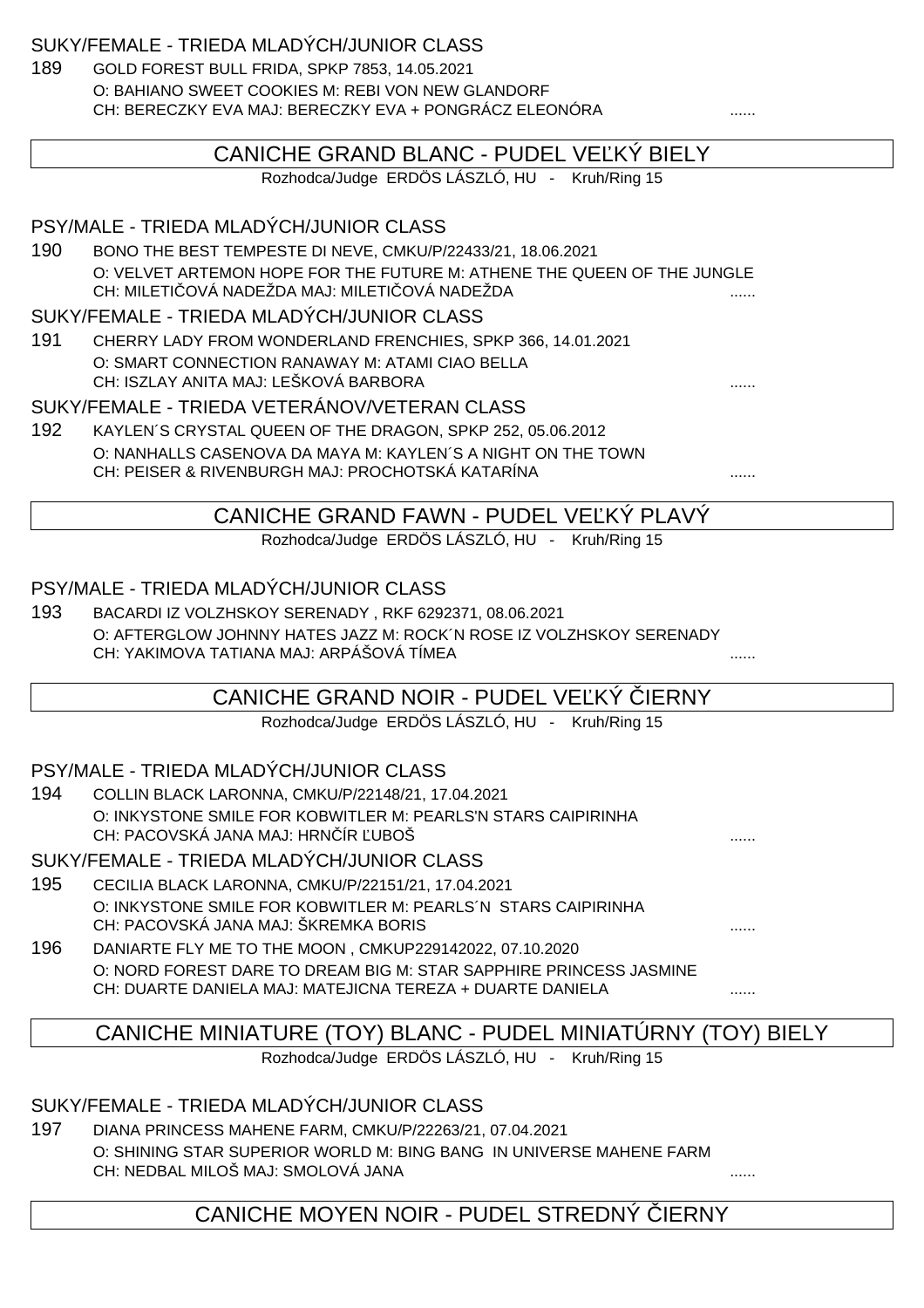### SUKY/FEMALE - TRIEDA MLADÝCH/JUNIOR CLASS

189 GOLD FOREST BULL FRIDA, SPKP 7853, 14.05.2021
O: BAHIANO SWEET COOKIES M: REBI VON NEW GLANDORF
CH: BERECZKY EVA MAJ: BERECZKY EVA + PONGRÁCZ ELEONÓRA ......

## CANICHE GRAND BLANC - PUDEL VEĽKÝ BIELY

Rozhodca/Judge ERDÖS LÁSZLÓ, HU - Kruh/Ring 15

### PSY/MALE - TRIEDA MLADÝCH/JUNIOR CLASS

190 BONO THE BEST TEMPESTE DI NEVE, CMKU/P/22433/21, 18.06.2021
O: VELVET ARTEMON HOPE FOR THE FUTURE M: ATHENE THE QUEEN OF THE JUNGLE
CH: MILETIČOVÁ NADEŽDA MAJ: MILETIČOVÁ NADEŽDA ......

### SUKY/FEMALE - TRIEDA MLADÝCH/JUNIOR CLASS

191 CHERRY LADY FROM WONDERLAND FRENCHIES, SPKP 366, 14.01.2021
O: SMART CONNECTION RANAWAY M: ATAMI CIAO BELLA
CH: ISZLAY ANITA MAJ: LEŠKOVÁ BARBORA ......

### SUKY/FEMALE - TRIEDA VETERÁNOV/VETERAN CLASS

192 KAYLEN´S CRYSTAL QUEEN OF THE DRAGON, SPKP 252, 05.06.2012
O: NANHALLS CASENOVA DA MAYA M: KAYLEN´S A NIGHT ON THE TOWN
CH: PEISER & RIVENBURGH MAJ: PROCHOTSKÁ KATARÍNA ......

## CANICHE GRAND FAWN - PUDEL VEĽKÝ PLAVÝ

Rozhodca/Judge ERDÖS LÁSZLÓ, HU - Kruh/Ring 15

### PSY/MALE - TRIEDA MLADÝCH/JUNIOR CLASS

193 BACARDI IZ VOLZHSKOY SERENADY , RKF 6292371, 08.06.2021
O: AFTERGLOW JOHNNY HATES JAZZ M: ROCK´N ROSE IZ VOLZHSKOY SERENADY
CH: YAKIMOVA TATIANA MAJ: ARPÁŠOVÁ TÍMEA ......

## CANICHE GRAND NOIR - PUDEL VEĽKÝ ČIERNY

Rozhodca/Judge ERDÖS LÁSZLÓ, HU - Kruh/Ring 15

### PSY/MALE - TRIEDA MLADÝCH/JUNIOR CLASS

194 COLLIN BLACK LARONNA, CMKU/P/22148/21, 17.04.2021
O: INKYSTONE SMILE FOR KOBWITLER M: PEARLS'N STARS CAIPIRINHA
CH: PACOVSKÁ JANA MAJ: HRNČÍR ĽUBOŠ ......

### SUKY/FEMALE - TRIEDA MLADÝCH/JUNIOR CLASS

195 CECILIA BLACK LARONNA, CMKU/P/22151/21, 17.04.2021
O: INKYSTONE SMILE FOR KOBWITLER M: PEARLS´N STARS CAIPIRINHA
CH: PACOVSKÁ JANA MAJ: ŠKREMKA BORIS ......

196 DANIARTE FLY ME TO THE MOON , CMKUP229142022, 07.10.2020
O: NORD FOREST DARE TO DREAM BIG M: STAR SAPPHIRE PRINCESS JASMINE
CH: DUARTE DANIELA MAJ: MATEJICNA TEREZA + DUARTE DANIELA ......

## CANICHE MINIATURE (TOY) BLANC - PUDEL MINIATÚRNY (TOY) BIELY

Rozhodca/Judge ERDÖS LÁSZLÓ, HU - Kruh/Ring 15

### SUKY/FEMALE - TRIEDA MLADÝCH/JUNIOR CLASS

197 DIANA PRINCESS MAHENE FARM, CMKU/P/22263/21, 07.04.2021
O: SHINING STAR SUPERIOR WORLD M: BING BANG IN UNIVERSE MAHENE FARM
CH: NEDBAL MILOŠ MAJ: SMOLOVÁ JANA ......

## CANICHE MOYEN NOIR - PUDEL STREDNÝ ČIERNY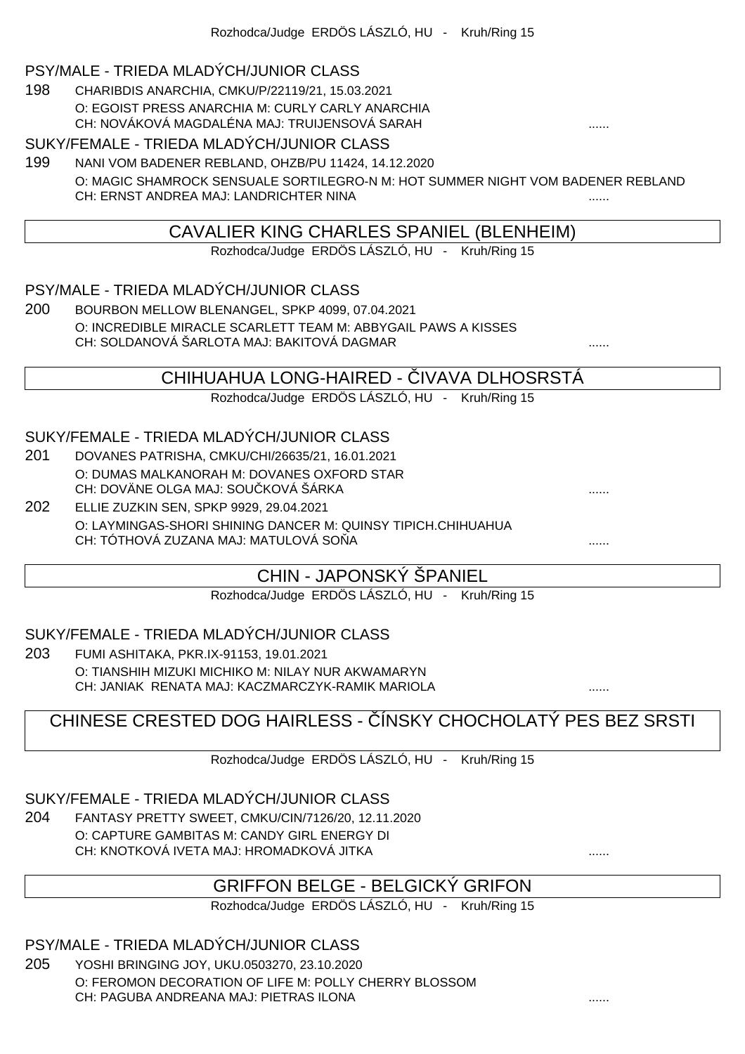Rozhodca/Judge ERDÖS LÁSZLÓ, HU - Kruh/Ring 15

PSY/MALE - TRIEDA MLADÝCH/JUNIOR CLASS

198 CHARIBDIS ANARCHIA, CMKU/P/22119/21, 15.03.2021
O: EGOIST PRESS ANARCHIA M: CURLY CARLY ANARCHIA
CH: NOVÁKOVÁ MAGDALÉNA MAJ: TRUIJENSOVÁ SARAH ......

SUKY/FEMALE - TRIEDA MLADÝCH/JUNIOR CLASS

199 NANI VOM BADENER REBLAND, OHZB/PU 11424, 14.12.2020
O: MAGIC SHAMROCK SENSUALE SORTILEGRO-N M: HOT SUMMER NIGHT VOM BADENER REBLAND
CH: ERNST ANDREA MAJ: LANDRICHTER NINA ......

## CAVALIER KING CHARLES SPANIEL (BLENHEIM)

Rozhodca/Judge ERDÖS LÁSZLÓ, HU - Kruh/Ring 15

PSY/MALE - TRIEDA MLADÝCH/JUNIOR CLASS

200 BOURBON MELLOW BLENANGEL, SPKP 4099, 07.04.2021
O: INCREDIBLE MIRACLE SCARLETT TEAM M: ABBYGAIL PAWS A KISSES
CH: SOLDANOVÁ ŠARLOTA MAJ: BAKITOVÁ DAGMAR ......

## CHIHUAHUA LONG-HAIRED - ČIVAVA DLHOSRSTÁ

Rozhodca/Judge ERDÖS LÁSZLÓ, HU - Kruh/Ring 15

SUKY/FEMALE - TRIEDA MLADÝCH/JUNIOR CLASS

201 DOVANES PATRISHA, CMKU/CHI/26635/21, 16.01.2021
O: DUMAS MALKANORAH M: DOVANES OXFORD STAR
CH: DOVÄNE OLGA MAJ: SOUČKOVÁ ŠÁRKA ......

202 ELLIE ZUZKIN SEN, SPKP 9929, 29.04.2021
O: LAYMINGAS-SHORI SHINING DANCER M: QUINSY TIPICH.CHIHUAHUA
CH: TÓTHOVÁ ZUZANA MAJ: MATULOVÁ SOŇA ......

## CHIN - JAPONSKÝ ŠPANIEL

Rozhodca/Judge ERDÖS LÁSZLÓ, HU - Kruh/Ring 15

SUKY/FEMALE - TRIEDA MLADÝCH/JUNIOR CLASS

203 FUMI ASHITAKA, PKR.IX-91153, 19.01.2021
O: TIANSHIH MIZUKI MICHIKO M: NILAY NUR AKWAMARYN
CH: JANIAK RENATA MAJ: KACZMARCZYK-RAMIK MARIOLA ......

## CHINESE CRESTED DOG HAIRLESS - ČÍNSKY CHOCHOLATÝ PES BEZ SRSTI

Rozhodca/Judge ERDÖS LÁSZLÓ, HU - Kruh/Ring 15

SUKY/FEMALE - TRIEDA MLADÝCH/JUNIOR CLASS

204 FANTASY PRETTY SWEET, CMKU/CIN/7126/20, 12.11.2020
O: CAPTURE GAMBITAS M: CANDY GIRL ENERGY DI
CH: KNOTKOVÁ IVETA MAJ: HROMADKOVÁ JITKA ......

## GRIFFON BELGE - BELGICKÝ GRIFON

Rozhodca/Judge ERDÖS LÁSZLÓ, HU - Kruh/Ring 15

PSY/MALE - TRIEDA MLADÝCH/JUNIOR CLASS

205 YOSHI BRINGING JOY, UKU.0503270, 23.10.2020
O: FEROMON DECORATION OF LIFE M: POLLY CHERRY BLOSSOM
CH: PAGUBA ANDREANA MAJ: PIETRAS ILONA ......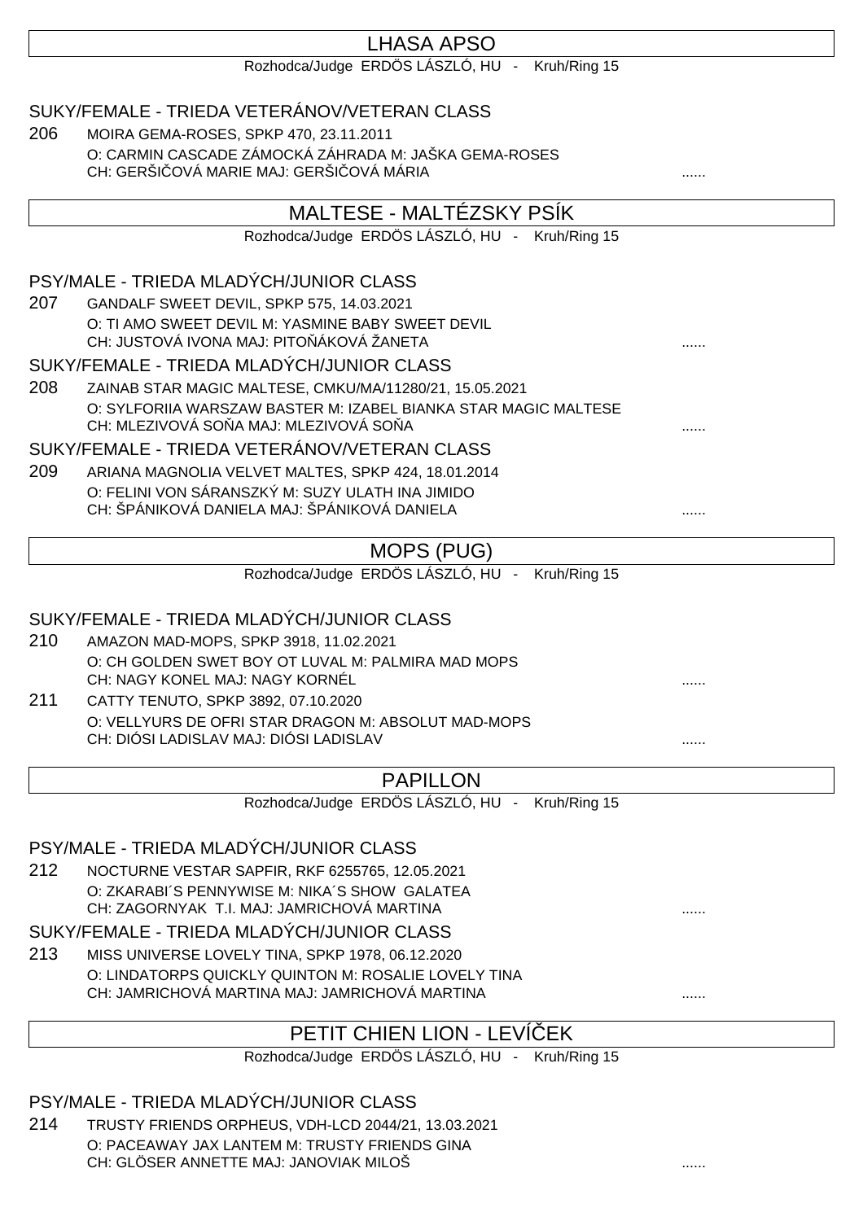## LHASA APSO

Rozhodca/Judge ERDÖS LÁSZLÓ, HU - Kruh/Ring 15

### SUKY/FEMALE - TRIEDA VETERÁNOV/VETERAN CLASS

206 MOIRA GEMA-ROSES, SPKP 470, 23.11.2011
O: CARMIN CASCADE ZÁMOCKÁ ZÁHRADA M: JAŠKA GEMA-ROSES
CH: GERŠIČOVÁ MARIE MAJ: GERŠIČOVÁ MÁRIA ......

## MALTESE - MALTÉZSKY PSÍK

Rozhodca/Judge ERDÖS LÁSZLÓ, HU - Kruh/Ring 15

### PSY/MALE - TRIEDA MLADÝCH/JUNIOR CLASS

207 GANDALF SWEET DEVIL, SPKP 575, 14.03.2021
O: TI AMO SWEET DEVIL M: YASMINE BABY SWEET DEVIL
CH: JUSTOVÁ IVONA MAJ: PITOŇÁKOVÁ ŽANETA ......

### SUKY/FEMALE - TRIEDA MLADÝCH/JUNIOR CLASS

208 ZAINAB STAR MAGIC MALTESE, CMKU/MA/11280/21, 15.05.2021
O: SYLFORIIA WARSZAW BASTER M: IZABEL BIANKA STAR MAGIC MALTESE
CH: MLEZIVOVÁ SOŇA MAJ: MLEZIVOVÁ SOŇA ......

### SUKY/FEMALE - TRIEDA VETERÁNOV/VETERAN CLASS

209 ARIANA MAGNOLIA VELVET MALTES, SPKP 424, 18.01.2014
O: FELINI VON SÁRANSZKÝ M: SUZY ULATH INA JIMIDO
CH: ŠPÁNIKOVÁ DANIELA MAJ: ŠPÁNIKOVÁ DANIELA ......

## MOPS (PUG)

Rozhodca/Judge ERDÖS LÁSZLÓ, HU - Kruh/Ring 15

### SUKY/FEMALE - TRIEDA MLADÝCH/JUNIOR CLASS

210 AMAZON MAD-MOPS, SPKP 3918, 11.02.2021
O: CH GOLDEN SWET BOY OT LUVAL M: PALMIRA MAD MOPS
CH: NAGY KONEL MAJ: NAGY KORNÉL ......

211 CATTY TENUTO, SPKP 3892, 07.10.2020
O: VELLYURS DE OFRI STAR DRAGON M: ABSOLUT MAD-MOPS
CH: DIÓSI LADISLAV MAJ: DIÓSI LADISLAV ......

## PAPILLON

Rozhodca/Judge ERDÖS LÁSZLÓ, HU - Kruh/Ring 15

### PSY/MALE - TRIEDA MLADÝCH/JUNIOR CLASS

212 NOCTURNE VESTAR SAPFIR, RKF 6255765, 12.05.2021
O: ZKARABI´S PENNYWISE M: NIKA´S SHOW GALATEA
CH: ZAGORNYAK T.I. MAJ: JAMRICHOVÁ MARTINA ......

### SUKY/FEMALE - TRIEDA MLADÝCH/JUNIOR CLASS

213 MISS UNIVERSE LOVELY TINA, SPKP 1978, 06.12.2020
O: LINDATORPS QUICKLY QUINTON M: ROSALIE LOVELY TINA
CH: JAMRICHOVÁ MARTINA MAJ: JAMRICHOVÁ MARTINA ......

## PETIT CHIEN LION - LEVÍČEK

Rozhodca/Judge ERDÖS LÁSZLÓ, HU - Kruh/Ring 15

### PSY/MALE - TRIEDA MLADÝCH/JUNIOR CLASS

214 TRUSTY FRIENDS ORPHEUS, VDH-LCD 2044/21, 13.03.2021
O: PACEAWAY JAX LANTEM M: TRUSTY FRIENDS GINA
CH: GLÖSER ANNETTE MAJ: JANOVIAK MILOŠ ......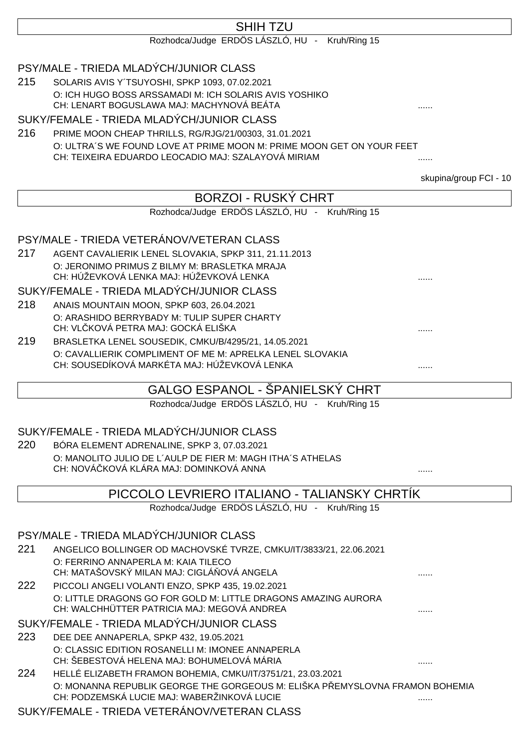## SHIH TZU

Rozhodca/Judge ERDÖS LÁSZLÓ, HU - Kruh/Ring 15

### PSY/MALE - TRIEDA MLADÝCH/JUNIOR CLASS

215 SOLARIS AVIS Y´TSUYOSHI, SPKP 1093, 07.02.2021
O: ICH HUGO BOSS ARSSAMADI M: ICH SOLARIS AVIS YOSHIKO
CH: LENART BOGUSLAWA MAJ: MACHYNOVÁ BEÁTA ......

### SUKY/FEMALE - TRIEDA MLADÝCH/JUNIOR CLASS

216 PRIME MOON CHEAP THRILLS, RG/RJG/21/00303, 31.01.2021
O: ULTRA´S WE FOUND LOVE AT PRIME MOON M: PRIME MOON GET ON YOUR FEET
CH: TEIXEIRA EDUARDO LEOCADIO MAJ: SZALAYOVÁ MIRIAM ......

skupina/group FCI - 10

## BORZOI - RUSKÝ CHRT

Rozhodca/Judge ERDÖS LÁSZLÓ, HU - Kruh/Ring 15

### PSY/MALE - TRIEDA VETERÁNOV/VETERAN CLASS

217 AGENT CAVALIERIK LENEL SLOVAKIA, SPKP 311, 21.11.2013
O: JERONIMO PRIMUS Z BILMY M: BRASLETKA MRAJA
CH: HÚŽEVKOVÁ LENKA MAJ: HÚŽEVKOVÁ LENKA ......

### SUKY/FEMALE - TRIEDA MLADÝCH/JUNIOR CLASS

218 ANAIS MOUNTAIN MOON, SPKP 603, 26.04.2021
O: ARASHIDO BERRYBADY M: TULIP SUPER CHARTY
CH: VLČKOVÁ PETRA MAJ: GOCKÁ ELIŠKA ......

219 BRASLETKA LENEL SOUSEDIK, CMKU/B/4295/21, 14.05.2021
O: CAVALLIERIK COMPLIMENT OF ME M: APRELKA LENEL SLOVAKIA
CH: SOUSEDÍKOVÁ MARKÉTA MAJ: HÚŽEVKOVÁ LENKA ......

## GALGO ESPANOL - ŠPANIELSKÝ CHRT

Rozhodca/Judge ERDÖS LÁSZLÓ, HU - Kruh/Ring 15

### SUKY/FEMALE - TRIEDA MLADÝCH/JUNIOR CLASS

220 BÓRA ELEMENT ADRENALINE, SPKP 3, 07.03.2021
O: MANOLITO JULIO DE L´AULP DE FIER M: MAGH ITHA´S ATHELAS
CH: NOVÁČKOVÁ KLÁRA MAJ: DOMINKOVÁ ANNA ......

## PICCOLO LEVRIERO ITALIANO - TALIANSKY CHRTÍK

Rozhodca/Judge ERDÖS LÁSZLÓ, HU - Kruh/Ring 15

### PSY/MALE - TRIEDA MLADÝCH/JUNIOR CLASS

221 ANGELICO BOLLINGER OD MACHOVSKÉ TVRZE, CMKU/IT/3833/21, 22.06.2021
O: FERRINO ANNAPERLA M: KAIA TILECO
CH: MATAŠOVSKÝ MILAN MAJ: CIGLÁŇOVÁ ANGELA ......

222 PICCOLI ANGELI VOLANTI ENZO, SPKP 435, 19.02.2021
O: LITTLE DRAGONS GO FOR GOLD M: LITTLE DRAGONS AMAZING AURORA
CH: WALCHHÜTTER PATRICIA MAJ: MEGOVÁ ANDREA ......

### SUKY/FEMALE - TRIEDA MLADÝCH/JUNIOR CLASS

223 DEE DEE ANNAPERLA, SPKP 432, 19.05.2021
O: CLASSIC EDITION ROSANELLI M: IMONEE ANNAPERLA
CH: ŠEBESTOVÁ HELENA MAJ: BOHUMELOVÁ MÁRIA ......

224 HELLÉ ELIZABETH FRAMON BOHEMIA, CMKU/IT/3751/21, 23.03.2021
O: MONANNA REPUBLIK GEORGE THE GORGEOUS M: ELIŠKA PŘEMYSLOVNA FRAMON BOHEMIA
CH: PODZEMSKÁ LUCIE MAJ: WABERŽINKOVÁ LUCIE ......

### SUKY/FEMALE - TRIEDA VETERÁNOV/VETERAN CLASS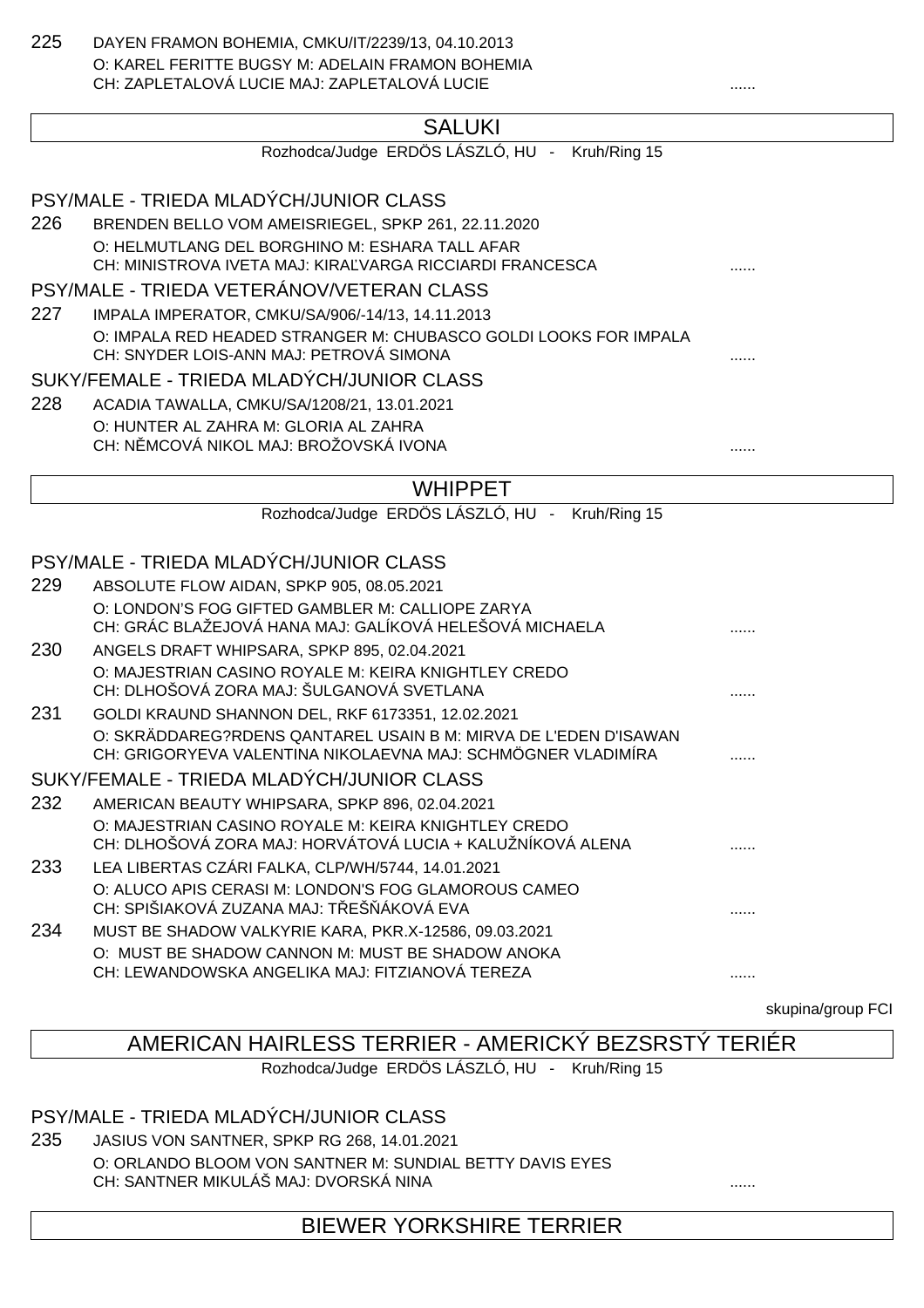225 DAYEN FRAMON BOHEMIA, CMKU/IT/2239/13, 04.10.2013
O: KAREL FERITTE BUGSY M: ADELAIN FRAMON BOHEMIA
CH: ZAPLETALOVÁ LUCIE MAJ: ZAPLETALOVÁ LUCIE ......

## SALUKI

Rozhodca/Judge ERDÖS LÁSZLÓ, HU - Kruh/Ring 15

### PSY/MALE - TRIEDA MLADÝCH/JUNIOR CLASS

226 BRENDEN BELLO VOM AMEISRIEGEL, SPKP 261, 22.11.2020
O: HELMUTLANG DEL BORGHINO M: ESHARA TALL AFAR
CH: MINISTROVA IVETA MAJ: KIRAĽVARGA RICCIARDI FRANCESCA ......

### PSY/MALE - TRIEDA VETERÁNOV/VETERAN CLASS

227 IMPALA IMPERATOR, CMKU/SA/906/-14/13, 14.11.2013
O: IMPALA RED HEADED STRANGER M: CHUBASCO GOLDI LOOKS FOR IMPALA
CH: SNYDER LOIS-ANN MAJ: PETROVÁ SIMONA ......

### SUKY/FEMALE - TRIEDA MLADÝCH/JUNIOR CLASS

228 ACADIA TAWALLA, CMKU/SA/1208/21, 13.01.2021
O: HUNTER AL ZAHRA M: GLORIA AL ZAHRA
CH: NĚMCOVÁ NIKOL MAJ: BROŽOVSKÁ IVONA ......

## WHIPPET

Rozhodca/Judge ERDÖS LÁSZLÓ, HU - Kruh/Ring 15

### PSY/MALE - TRIEDA MLADÝCH/JUNIOR CLASS

229 ABSOLUTE FLOW AIDAN, SPKP 905, 08.05.2021
O: LONDON'S FOG GIFTED GAMBLER M: CALLIOPE ZARYA
CH: GRÁC BLAŽEJOVÁ HANA MAJ: GALÍKOVÁ HELEŠOVÁ MICHAELA ......

230 ANGELS DRAFT WHIPSARA, SPKP 895, 02.04.2021
O: MAJESTRIAN CASINO ROYALE M: KEIRA KNIGHTLEY CREDO
CH: DLHOŠOVÁ ZORA MAJ: ŠULGANOVÁ SVETLANA ......

231 GOLDI KRAUND SHANNON DEL, RKF 6173351, 12.02.2021
O: SKRÄDDAREG?RDENS QANTAREL USAIN B M: MIRVA DE L'EDEN D'ISAWAN
CH: GRIGORYEVA VALENTINA NIKOLAEVNA MAJ: SCHMÖGNER VLADIMÍRA ......

### SUKY/FEMALE - TRIEDA MLADÝCH/JUNIOR CLASS

232 AMERICAN BEAUTY WHIPSARA, SPKP 896, 02.04.2021
O: MAJESTRIAN CASINO ROYALE M: KEIRA KNIGHTLEY CREDO
CH: DLHOŠOVÁ ZORA MAJ: HORVÁTOVÁ LUCIA + KALUŽNÍKOVÁ ALENA ......

233 LEA LIBERTAS CZÁRI FALKA, CLP/WH/5744, 14.01.2021
O: ALUCO APIS CERASI M: LONDON'S FOG GLAMOROUS CAMEO
CH: SPIŠIAKOVÁ ZUZANA MAJ: TŘEŠŇÁKOVÁ EVA ......

234 MUST BE SHADOW VALKYRIE KARA, PKR.X-12586, 09.03.2021
O: MUST BE SHADOW CANNON M: MUST BE SHADOW ANOKA
CH: LEWANDOWSKA ANGELIKA MAJ: FITZIANOVÁ TEREZA ......

skupina/group FCI

## AMERICAN HAIRLESS TERRIER - AMERICKÝ BEZSRSTÝ TERIÉR

Rozhodca/Judge ERDÖS LÁSZLÓ, HU - Kruh/Ring 15

### PSY/MALE - TRIEDA MLADÝCH/JUNIOR CLASS

235 JASIUS VON SANTNER, SPKP RG 268, 14.01.2021
O: ORLANDO BLOOM VON SANTNER M: SUNDIAL BETTY DAVIS EYES
CH: SANTNER MIKULÁŠ MAJ: DVORSKÁ NINA ......

## BIEWER YORKSHIRE TERRIER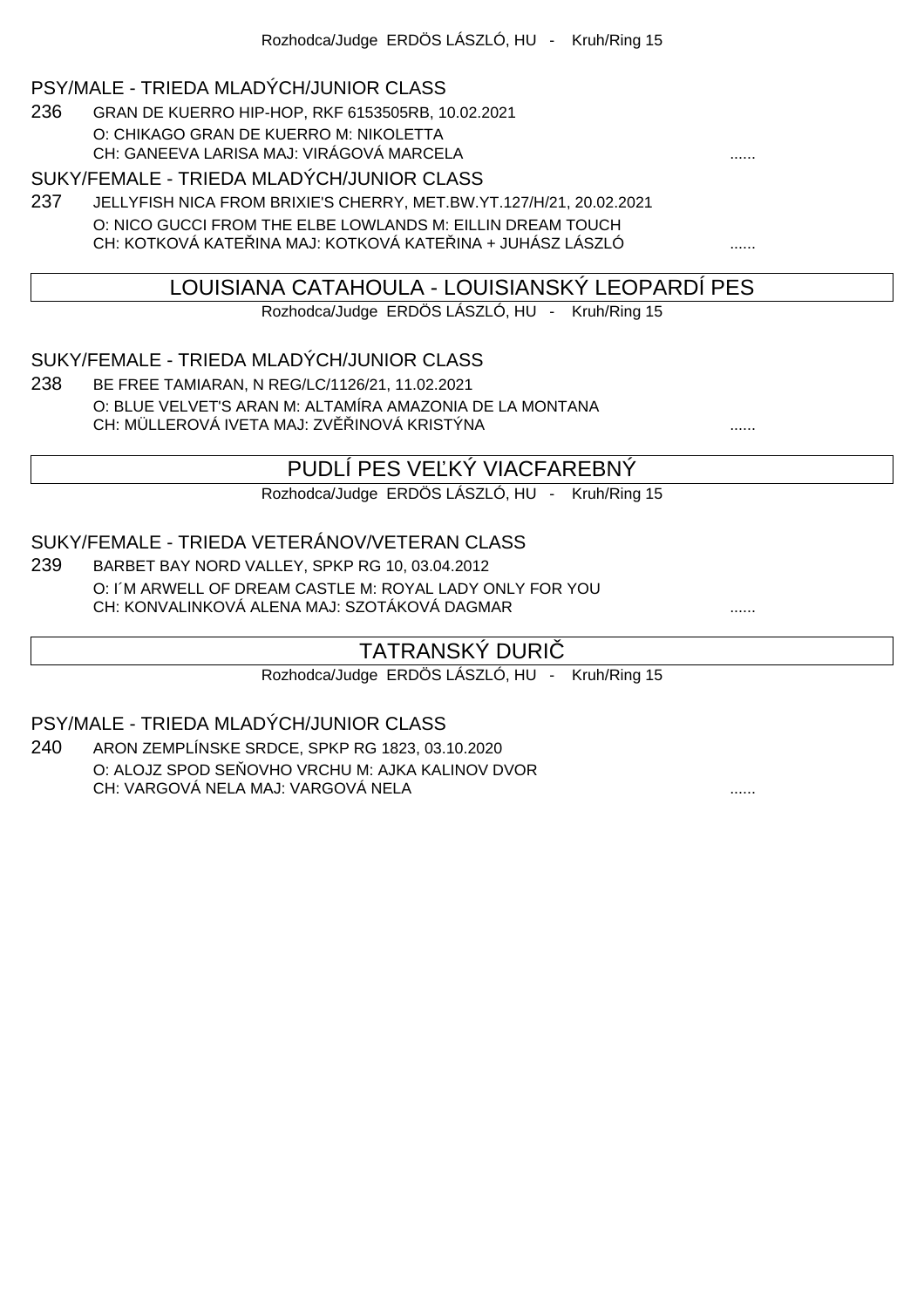Rozhodca/Judge ERDÖS LÁSZLÓ, HU - Kruh/Ring 15

PSY/MALE - TRIEDA MLADÝCH/JUNIOR CLASS

236 GRAN DE KUERRO HIP-HOP, RKF 6153505RB, 10.02.2021
O: CHIKAGO GRAN DE KUERRO M: NIKOLETTA
CH: GANEEVA LARISA MAJ: VIRÁGOVÁ MARCELA ......

SUKY/FEMALE - TRIEDA MLADÝCH/JUNIOR CLASS

237 JELLYFISH NICA FROM BRIXIE'S CHERRY, MET.BW.YT.127/H/21, 20.02.2021
O: NICO GUCCI FROM THE ELBE LOWLANDS M: EILLIN DREAM TOUCH
CH: KOTKOVÁ KATEŘINA MAJ: KOTKOVÁ KATEŘINA + JUHÁSZ LÁSZLÓ ......

## LOUISIANA CATAHOULA - LOUISIANSKÝ LEOPARDÍ PES

Rozhodca/Judge ERDÖS LÁSZLÓ, HU - Kruh/Ring 15

SUKY/FEMALE - TRIEDA MLADÝCH/JUNIOR CLASS

238 BE FREE TAMIARAN, N REG/LC/1126/21, 11.02.2021
O: BLUE VELVET'S ARAN M: ALTAMÍRA AMAZONIA DE LA MONTANA
CH: MÜLLEROVÁ IVETA MAJ: ZVĚŘINOVÁ KRISTÝNA ......

## PUDLÍ PES VEĽKÝ VIACFAREBNÝ

Rozhodca/Judge ERDÖS LÁSZLÓ, HU - Kruh/Ring 15

SUKY/FEMALE - TRIEDA VETERÁNOV/VETERAN CLASS

239 BARBET BAY NORD VALLEY, SPKP RG 10, 03.04.2012
O: I´M ARWELL OF DREAM CASTLE M: ROYAL LADY ONLY FOR YOU
CH: KONVALINKOVÁ ALENA MAJ: SZOTÁKOVÁ DAGMAR ......

## TATRANSKÝ DURIČ

Rozhodca/Judge ERDÖS LÁSZLÓ, HU - Kruh/Ring 15

PSY/MALE - TRIEDA MLADÝCH/JUNIOR CLASS

240 ARON ZEMPLÍNSKE SRDCE, SPKP RG 1823, 03.10.2020
O: ALOJZ SPOD SEŇOVHO VRCHU M: AJKA KALINOV DVOR
CH: VARGOVÁ NELA MAJ: VARGOVÁ NELA ......